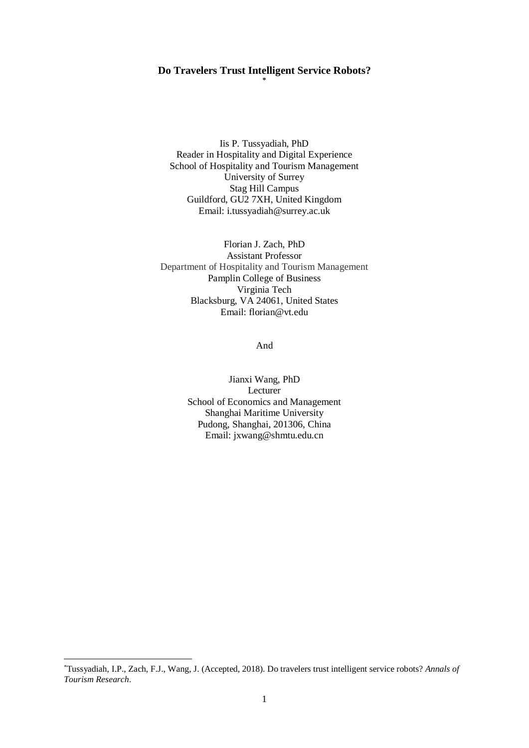# Do Travelers Trust Intelligent Service Robots?*

Iis P. Tussyadiah, PhD
Reader in Hospitality and Digital Experience
School of Hospitality and Tourism Management
University of Surrey
Stag Hill Campus
Guildford, GU2 7XH, United Kingdom
Email: i.tussyadiah@surrey.ac.uk

Florian J. Zach, PhD
Assistant Professor
Department of Hospitality and Tourism Management
Pamplin College of Business
Virginia Tech
Blacksburg, VA 24061, United States
Email: florian@vt.edu

And

Jianxi Wang, PhD
Lecturer
School of Economics and Management
Shanghai Maritime University
Pudong, Shanghai, 201306, China
Email: jxwang@shmtu.edu.cn

*Tussyadiah, I.P., Zach, F.J., Wang, J. (Accepted, 2018). Do travelers trust intelligent service robots? *Annals of Tourism Research*.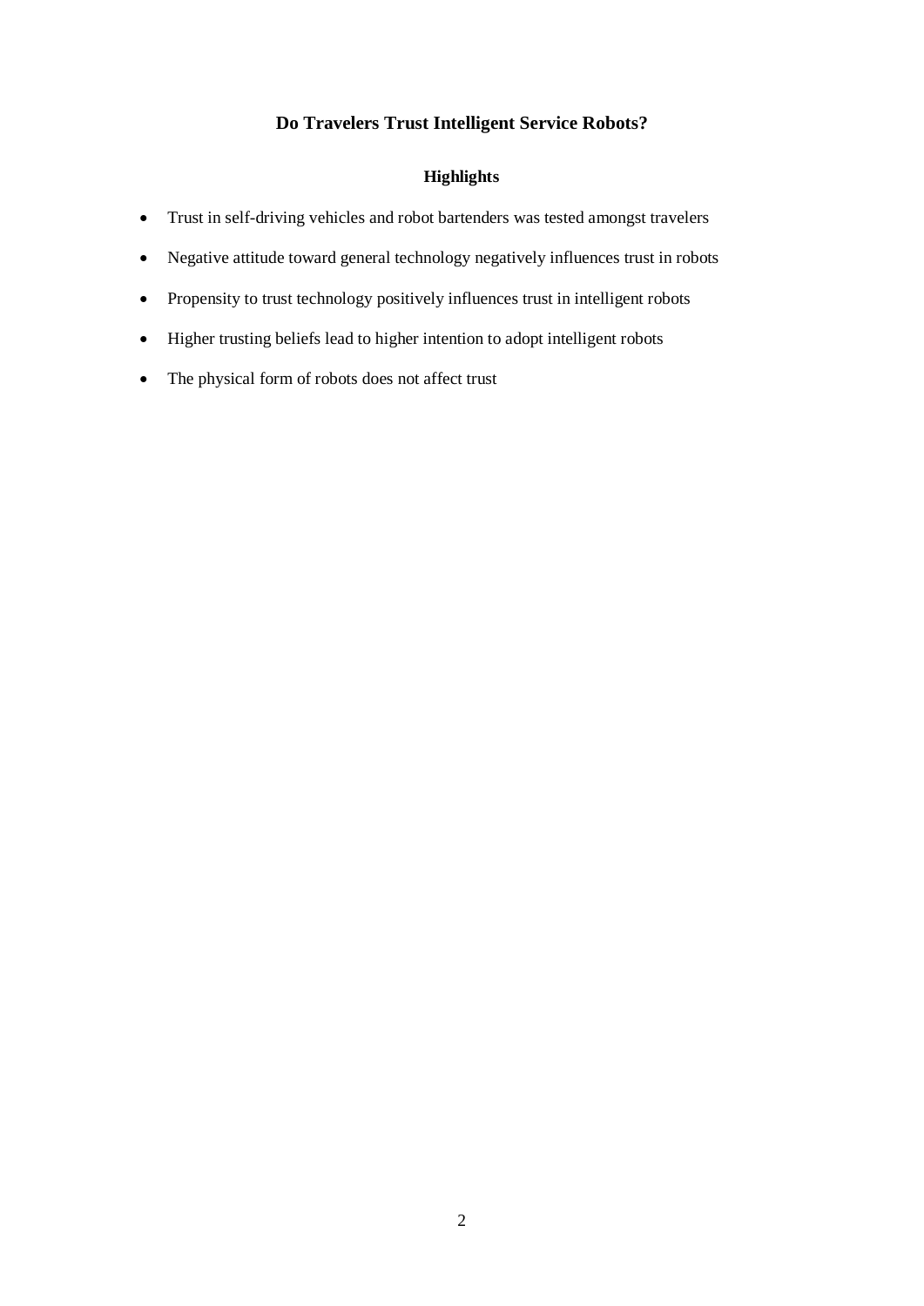# Do Travelers Trust Intelligent Service Robots?

## Highlights

- Trust in self-driving vehicles and robot bartenders was tested amongst travelers
- Negative attitude toward general technology negatively influences trust in robots
- Propensity to trust technology positively influences trust in intelligent robots
- Higher trusting beliefs lead to higher intention to adopt intelligent robots
- The physical form of robots does not affect trust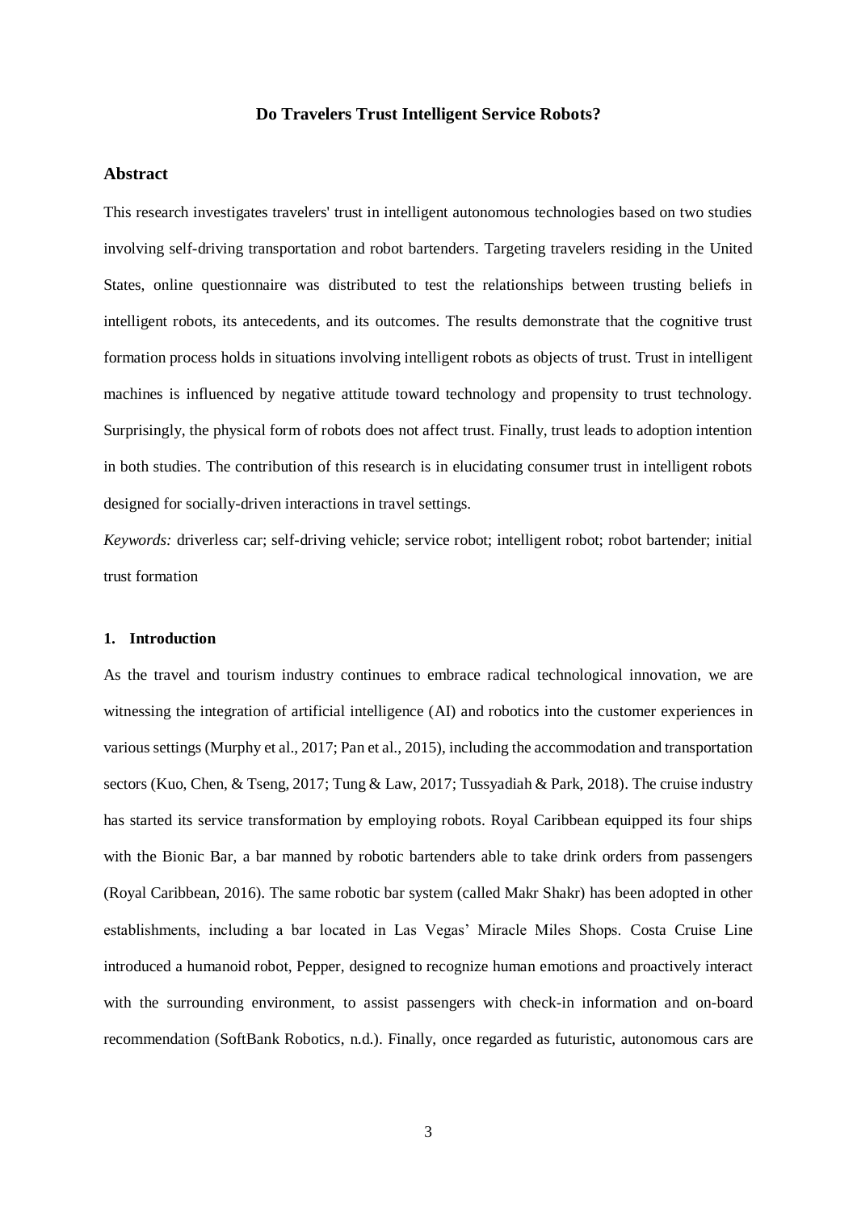# Do Travelers Trust Intelligent Service Robots?

## Abstract

This research investigates travelers' trust in intelligent autonomous technologies based on two studies involving self-driving transportation and robot bartenders. Targeting travelers residing in the United States, online questionnaire was distributed to test the relationships between trusting beliefs in intelligent robots, its antecedents, and its outcomes. The results demonstrate that the cognitive trust formation process holds in situations involving intelligent robots as objects of trust. Trust in intelligent machines is influenced by negative attitude toward technology and propensity to trust technology. Surprisingly, the physical form of robots does not affect trust. Finally, trust leads to adoption intention in both studies. The contribution of this research is in elucidating consumer trust in intelligent robots designed for socially-driven interactions in travel settings.

*Keywords:* driverless car; self-driving vehicle; service robot; intelligent robot; robot bartender; initial trust formation

### 1. Introduction

As the travel and tourism industry continues to embrace radical technological innovation, we are witnessing the integration of artificial intelligence (AI) and robotics into the customer experiences in various settings (Murphy et al., 2017; Pan et al., 2015), including the accommodation and transportation sectors (Kuo, Chen, & Tseng, 2017; Tung & Law, 2017; Tussyadiah & Park, 2018). The cruise industry has started its service transformation by employing robots. Royal Caribbean equipped its four ships with the Bionic Bar, a bar manned by robotic bartenders able to take drink orders from passengers (Royal Caribbean, 2016). The same robotic bar system (called Makr Shakr) has been adopted in other establishments, including a bar located in Las Vegas' Miracle Miles Shops. Costa Cruise Line introduced a humanoid robot, Pepper, designed to recognize human emotions and proactively interact with the surrounding environment, to assist passengers with check-in information and on-board recommendation (SoftBank Robotics, n.d.). Finally, once regarded as futuristic, autonomous cars are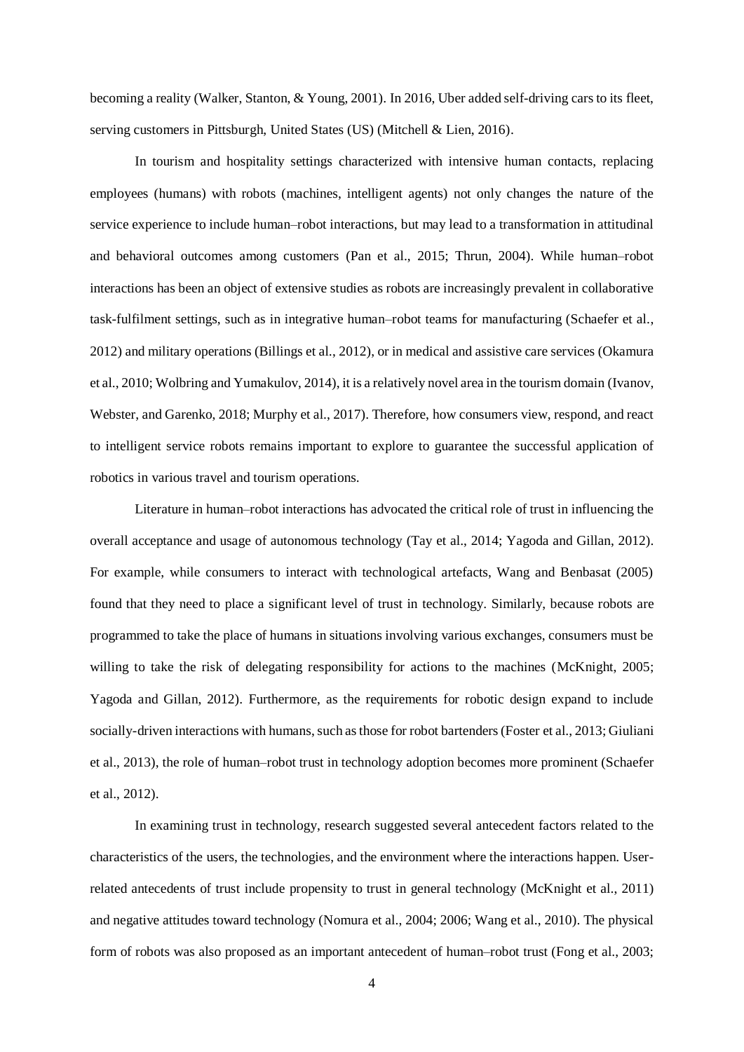becoming a reality (Walker, Stanton, & Young, 2001). In 2016, Uber added self-driving cars to its fleet, serving customers in Pittsburgh, United States (US) (Mitchell & Lien, 2016).

In tourism and hospitality settings characterized with intensive human contacts, replacing employees (humans) with robots (machines, intelligent agents) not only changes the nature of the service experience to include human–robot interactions, but may lead to a transformation in attitudinal and behavioral outcomes among customers (Pan et al., 2015; Thrun, 2004). While human–robot interactions has been an object of extensive studies as robots are increasingly prevalent in collaborative task-fulfilment settings, such as in integrative human–robot teams for manufacturing (Schaefer et al., 2012) and military operations (Billings et al., 2012), or in medical and assistive care services (Okamura et al., 2010; Wolbring and Yumakulov, 2014), it is a relatively novel area in the tourism domain (Ivanov, Webster, and Garenko, 2018; Murphy et al., 2017). Therefore, how consumers view, respond, and react to intelligent service robots remains important to explore to guarantee the successful application of robotics in various travel and tourism operations.

Literature in human–robot interactions has advocated the critical role of trust in influencing the overall acceptance and usage of autonomous technology (Tay et al., 2014; Yagoda and Gillan, 2012). For example, while consumers to interact with technological artefacts, Wang and Benbasat (2005) found that they need to place a significant level of trust in technology. Similarly, because robots are programmed to take the place of humans in situations involving various exchanges, consumers must be willing to take the risk of delegating responsibility for actions to the machines (McKnight, 2005; Yagoda and Gillan, 2012). Furthermore, as the requirements for robotic design expand to include socially-driven interactions with humans, such as those for robot bartenders (Foster et al., 2013; Giuliani et al., 2013), the role of human–robot trust in technology adoption becomes more prominent (Schaefer et al., 2012).

In examining trust in technology, research suggested several antecedent factors related to the characteristics of the users, the technologies, and the environment where the interactions happen. User-related antecedents of trust include propensity to trust in general technology (McKnight et al., 2011) and negative attitudes toward technology (Nomura et al., 2004; 2006; Wang et al., 2010). The physical form of robots was also proposed as an important antecedent of human–robot trust (Fong et al., 2003;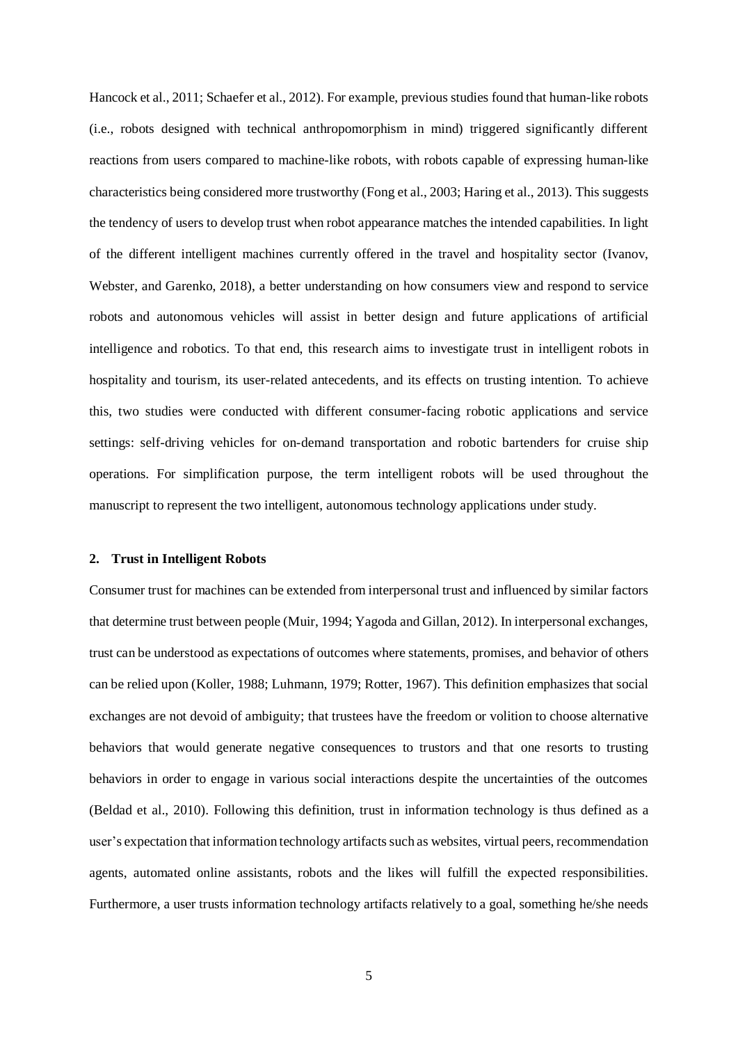Hancock et al., 2011; Schaefer et al., 2012). For example, previous studies found that human-like robots (i.e., robots designed with technical anthropomorphism in mind) triggered significantly different reactions from users compared to machine-like robots, with robots capable of expressing human-like characteristics being considered more trustworthy (Fong et al., 2003; Haring et al., 2013). This suggests the tendency of users to develop trust when robot appearance matches the intended capabilities. In light of the different intelligent machines currently offered in the travel and hospitality sector (Ivanov, Webster, and Garenko, 2018), a better understanding on how consumers view and respond to service robots and autonomous vehicles will assist in better design and future applications of artificial intelligence and robotics. To that end, this research aims to investigate trust in intelligent robots in hospitality and tourism, its user-related antecedents, and its effects on trusting intention. To achieve this, two studies were conducted with different consumer-facing robotic applications and service settings: self-driving vehicles for on-demand transportation and robotic bartenders for cruise ship operations. For simplification purpose, the term intelligent robots will be used throughout the manuscript to represent the two intelligent, autonomous technology applications under study.

## 2. Trust in Intelligent Robots

Consumer trust for machines can be extended from interpersonal trust and influenced by similar factors that determine trust between people (Muir, 1994; Yagoda and Gillan, 2012). In interpersonal exchanges, trust can be understood as expectations of outcomes where statements, promises, and behavior of others can be relied upon (Koller, 1988; Luhmann, 1979; Rotter, 1967). This definition emphasizes that social exchanges are not devoid of ambiguity; that trustees have the freedom or volition to choose alternative behaviors that would generate negative consequences to trustors and that one resorts to trusting behaviors in order to engage in various social interactions despite the uncertainties of the outcomes (Beldad et al., 2010). Following this definition, trust in information technology is thus defined as a user's expectation that information technology artifacts such as websites, virtual peers, recommendation agents, automated online assistants, robots and the likes will fulfill the expected responsibilities. Furthermore, a user trusts information technology artifacts relatively to a goal, something he/she needs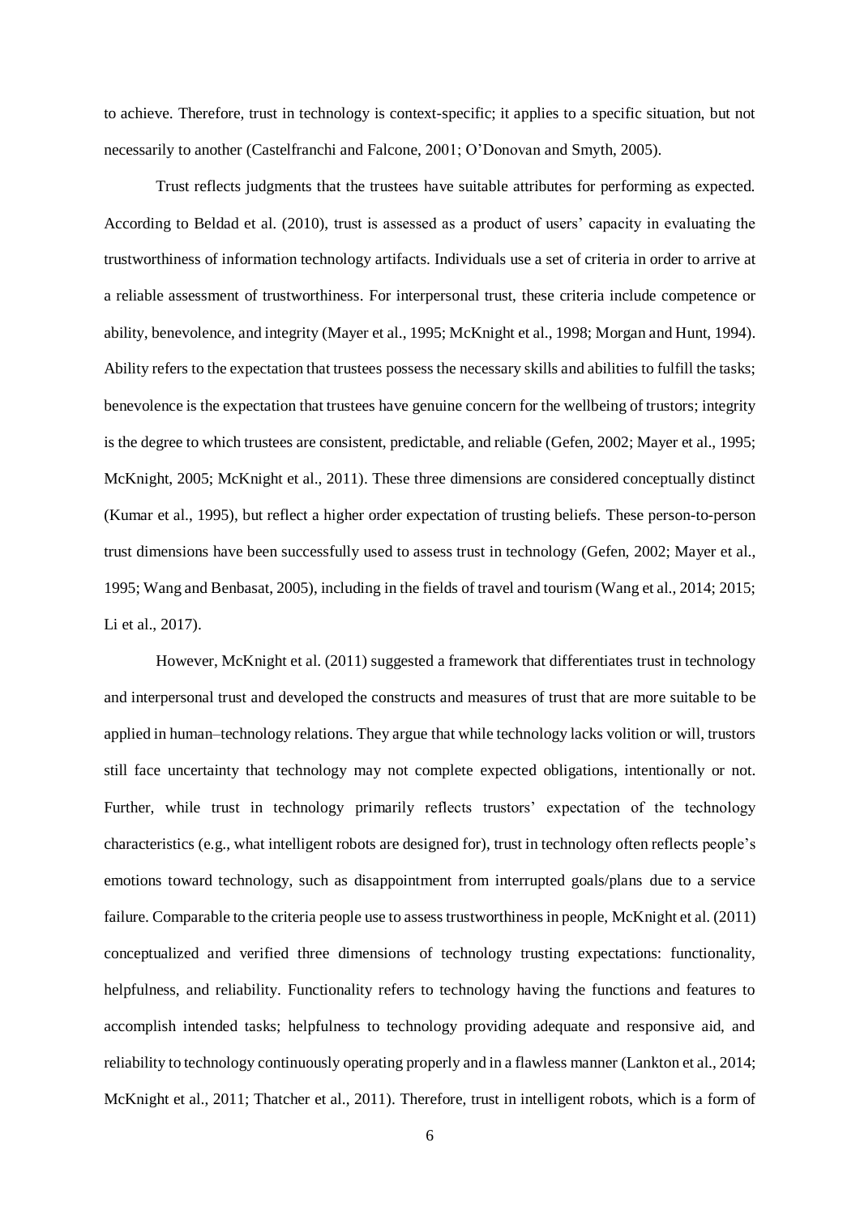to achieve. Therefore, trust in technology is context-specific; it applies to a specific situation, but not necessarily to another (Castelfranchi and Falcone, 2001; O'Donovan and Smyth, 2005).

Trust reflects judgments that the trustees have suitable attributes for performing as expected. According to Beldad et al. (2010), trust is assessed as a product of users' capacity in evaluating the trustworthiness of information technology artifacts. Individuals use a set of criteria in order to arrive at a reliable assessment of trustworthiness. For interpersonal trust, these criteria include competence or ability, benevolence, and integrity (Mayer et al., 1995; McKnight et al., 1998; Morgan and Hunt, 1994). Ability refers to the expectation that trustees possess the necessary skills and abilities to fulfill the tasks; benevolence is the expectation that trustees have genuine concern for the wellbeing of trustors; integrity is the degree to which trustees are consistent, predictable, and reliable (Gefen, 2002; Mayer et al., 1995; McKnight, 2005; McKnight et al., 2011). These three dimensions are considered conceptually distinct (Kumar et al., 1995), but reflect a higher order expectation of trusting beliefs. These person-to-person trust dimensions have been successfully used to assess trust in technology (Gefen, 2002; Mayer et al., 1995; Wang and Benbasat, 2005), including in the fields of travel and tourism (Wang et al., 2014; 2015; Li et al., 2017).

However, McKnight et al. (2011) suggested a framework that differentiates trust in technology and interpersonal trust and developed the constructs and measures of trust that are more suitable to be applied in human–technology relations. They argue that while technology lacks volition or will, trustors still face uncertainty that technology may not complete expected obligations, intentionally or not. Further, while trust in technology primarily reflects trustors' expectation of the technology characteristics (e.g., what intelligent robots are designed for), trust in technology often reflects people's emotions toward technology, such as disappointment from interrupted goals/plans due to a service failure. Comparable to the criteria people use to assess trustworthiness in people, McKnight et al. (2011) conceptualized and verified three dimensions of technology trusting expectations: functionality, helpfulness, and reliability. Functionality refers to technology having the functions and features to accomplish intended tasks; helpfulness to technology providing adequate and responsive aid, and reliability to technology continuously operating properly and in a flawless manner (Lankton et al., 2014; McKnight et al., 2011; Thatcher et al., 2011). Therefore, trust in intelligent robots, which is a form of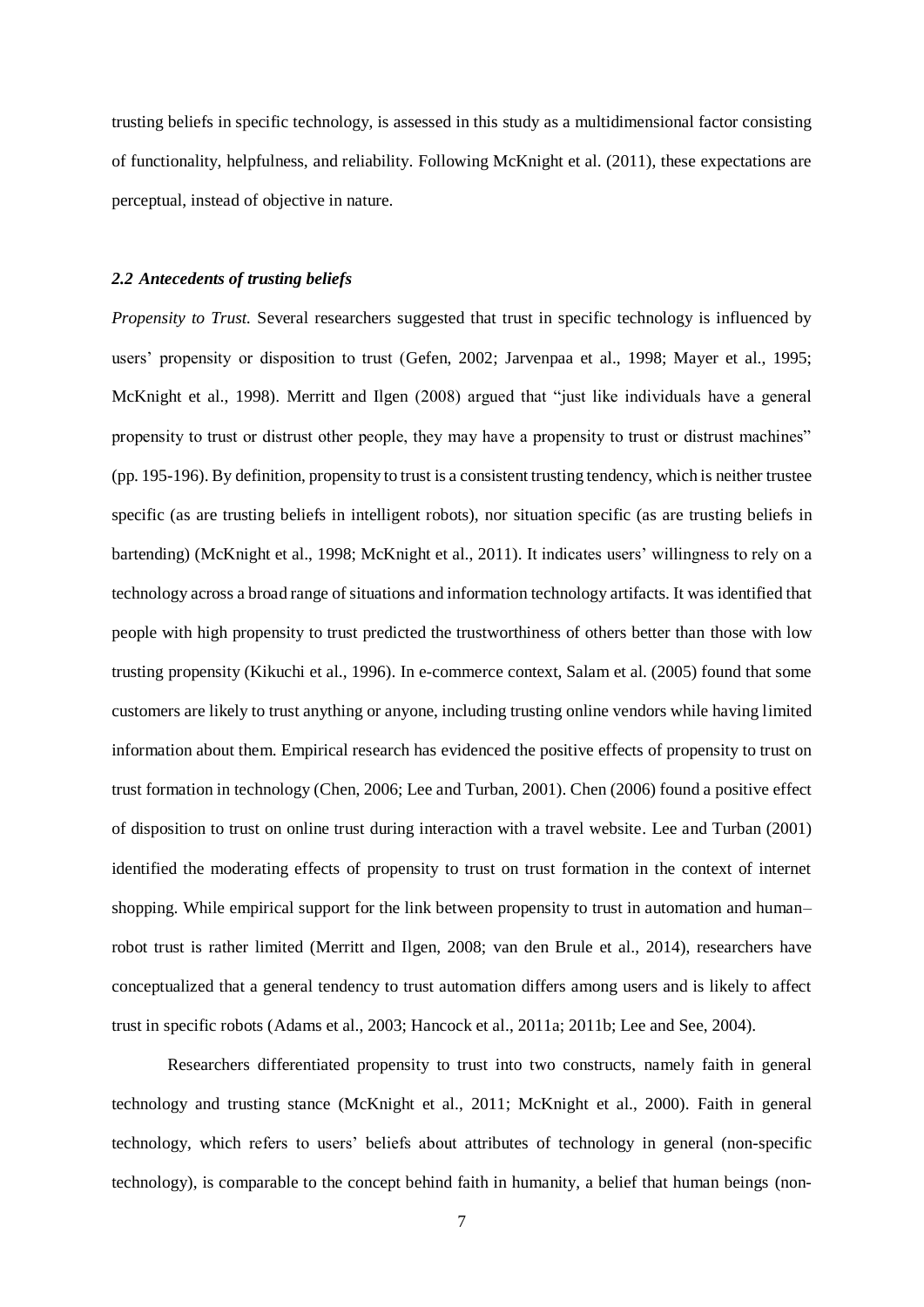trusting beliefs in specific technology, is assessed in this study as a multidimensional factor consisting of functionality, helpfulness, and reliability. Following McKnight et al. (2011), these expectations are perceptual, instead of objective in nature.

### *2.2 Antecedents of trusting beliefs*

*Propensity to Trust.* Several researchers suggested that trust in specific technology is influenced by users' propensity or disposition to trust (Gefen, 2002; Jarvenpaa et al., 1998; Mayer et al., 1995; McKnight et al., 1998). Merritt and Ilgen (2008) argued that "just like individuals have a general propensity to trust or distrust other people, they may have a propensity to trust or distrust machines" (pp. 195-196). By definition, propensity to trust is a consistent trusting tendency, which is neither trustee specific (as are trusting beliefs in intelligent robots), nor situation specific (as are trusting beliefs in bartending) (McKnight et al., 1998; McKnight et al., 2011). It indicates users' willingness to rely on a technology across a broad range of situations and information technology artifacts. It was identified that people with high propensity to trust predicted the trustworthiness of others better than those with low trusting propensity (Kikuchi et al., 1996). In e-commerce context, Salam et al. (2005) found that some customers are likely to trust anything or anyone, including trusting online vendors while having limited information about them. Empirical research has evidenced the positive effects of propensity to trust on trust formation in technology (Chen, 2006; Lee and Turban, 2001). Chen (2006) found a positive effect of disposition to trust on online trust during interaction with a travel website. Lee and Turban (2001) identified the moderating effects of propensity to trust on trust formation in the context of internet shopping. While empirical support for the link between propensity to trust in automation and human–robot trust is rather limited (Merritt and Ilgen, 2008; van den Brule et al., 2014), researchers have conceptualized that a general tendency to trust automation differs among users and is likely to affect trust in specific robots (Adams et al., 2003; Hancock et al., 2011a; 2011b; Lee and See, 2004).

Researchers differentiated propensity to trust into two constructs, namely faith in general technology and trusting stance (McKnight et al., 2011; McKnight et al., 2000). Faith in general technology, which refers to users' beliefs about attributes of technology in general (non-specific technology), is comparable to the concept behind faith in humanity, a belief that human beings (non-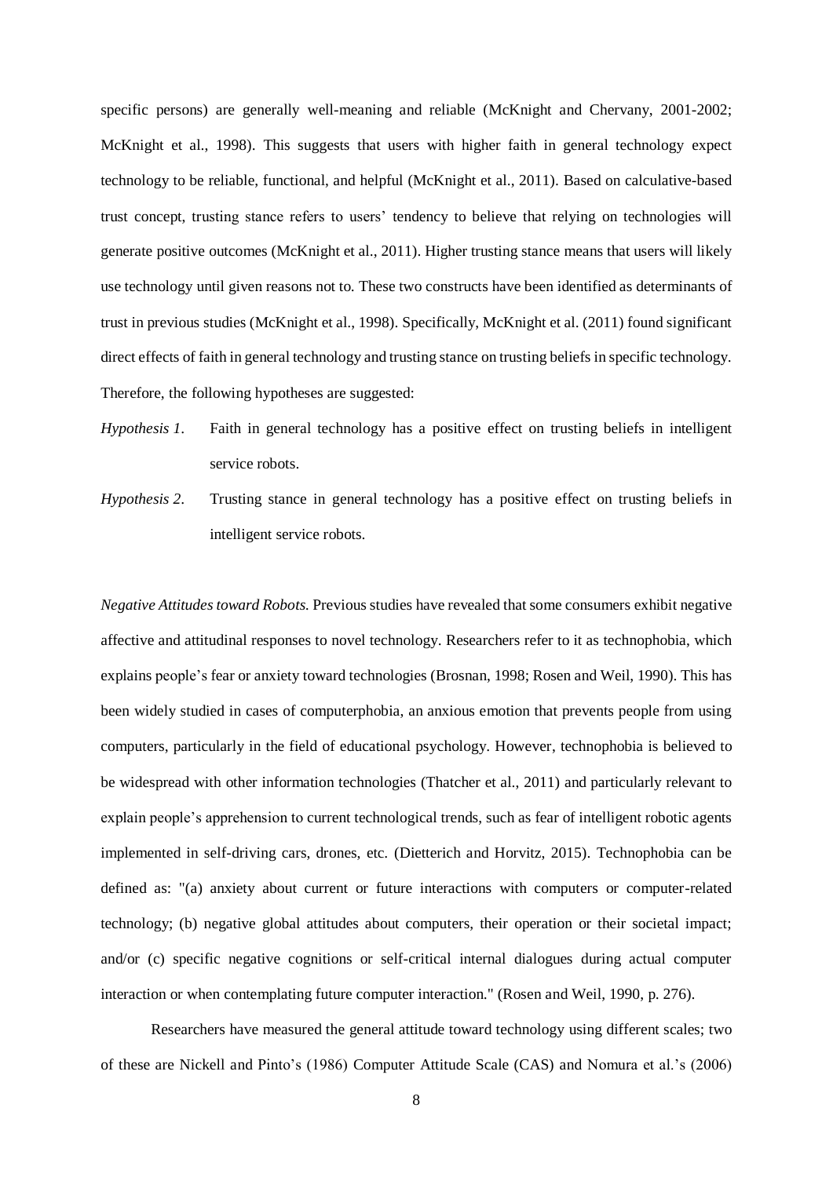specific persons) are generally well-meaning and reliable (McKnight and Chervany, 2001-2002; McKnight et al., 1998). This suggests that users with higher faith in general technology expect technology to be reliable, functional, and helpful (McKnight et al., 2011). Based on calculative-based trust concept, trusting stance refers to users' tendency to believe that relying on technologies will generate positive outcomes (McKnight et al., 2011). Higher trusting stance means that users will likely use technology until given reasons not to. These two constructs have been identified as determinants of trust in previous studies (McKnight et al., 1998). Specifically, McKnight et al. (2011) found significant direct effects of faith in general technology and trusting stance on trusting beliefs in specific technology. Therefore, the following hypotheses are suggested:

*Hypothesis 1*. Faith in general technology has a positive effect on trusting beliefs in intelligent service robots.

*Hypothesis 2*. Trusting stance in general technology has a positive effect on trusting beliefs in intelligent service robots.

*Negative Attitudes toward Robots.* Previous studies have revealed that some consumers exhibit negative affective and attitudinal responses to novel technology. Researchers refer to it as technophobia, which explains people's fear or anxiety toward technologies (Brosnan, 1998; Rosen and Weil, 1990). This has been widely studied in cases of computerphobia, an anxious emotion that prevents people from using computers, particularly in the field of educational psychology. However, technophobia is believed to be widespread with other information technologies (Thatcher et al., 2011) and particularly relevant to explain people's apprehension to current technological trends, such as fear of intelligent robotic agents implemented in self-driving cars, drones, etc. (Dietterich and Horvitz, 2015). Technophobia can be defined as: "(a) anxiety about current or future interactions with computers or computer-related technology; (b) negative global attitudes about computers, their operation or their societal impact; and/or (c) specific negative cognitions or self-critical internal dialogues during actual computer interaction or when contemplating future computer interaction." (Rosen and Weil, 1990, p. 276).

Researchers have measured the general attitude toward technology using different scales; two of these are Nickell and Pinto's (1986) Computer Attitude Scale (CAS) and Nomura et al.'s (2006)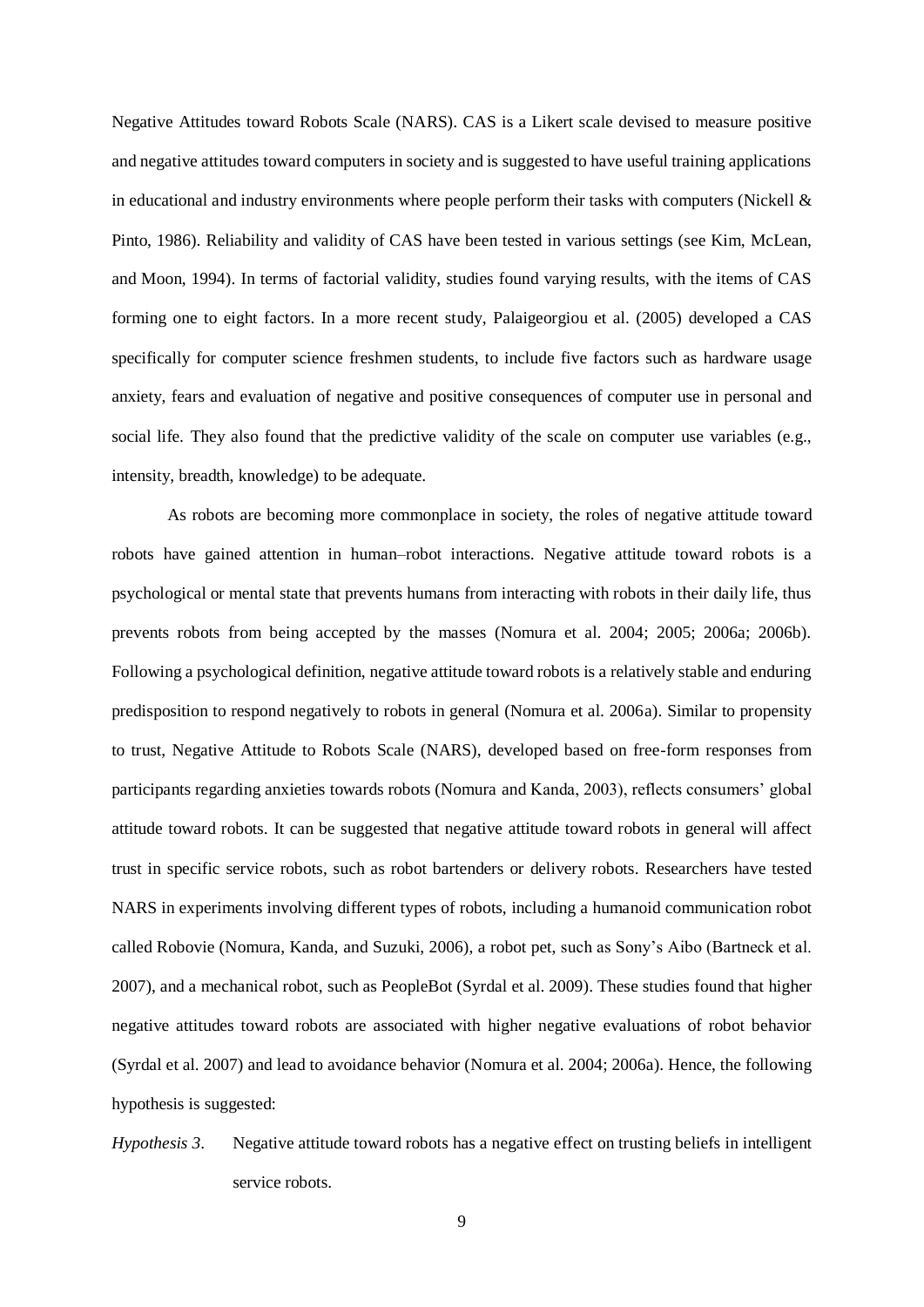Negative Attitudes toward Robots Scale (NARS). CAS is a Likert scale devised to measure positive and negative attitudes toward computers in society and is suggested to have useful training applications in educational and industry environments where people perform their tasks with computers (Nickell & Pinto, 1986). Reliability and validity of CAS have been tested in various settings (see Kim, McLean, and Moon, 1994). In terms of factorial validity, studies found varying results, with the items of CAS forming one to eight factors. In a more recent study, Palaigeorgiou et al. (2005) developed a CAS specifically for computer science freshmen students, to include five factors such as hardware usage anxiety, fears and evaluation of negative and positive consequences of computer use in personal and social life. They also found that the predictive validity of the scale on computer use variables (e.g., intensity, breadth, knowledge) to be adequate.

As robots are becoming more commonplace in society, the roles of negative attitude toward robots have gained attention in human–robot interactions. Negative attitude toward robots is a psychological or mental state that prevents humans from interacting with robots in their daily life, thus prevents robots from being accepted by the masses (Nomura et al. 2004; 2005; 2006a; 2006b). Following a psychological definition, negative attitude toward robots is a relatively stable and enduring predisposition to respond negatively to robots in general (Nomura et al. 2006a). Similar to propensity to trust, Negative Attitude to Robots Scale (NARS), developed based on free-form responses from participants regarding anxieties towards robots (Nomura and Kanda, 2003), reflects consumers' global attitude toward robots. It can be suggested that negative attitude toward robots in general will affect trust in specific service robots, such as robot bartenders or delivery robots. Researchers have tested NARS in experiments involving different types of robots, including a humanoid communication robot called Robovie (Nomura, Kanda, and Suzuki, 2006), a robot pet, such as Sony's Aibo (Bartneck et al. 2007), and a mechanical robot, such as PeopleBot (Syrdal et al. 2009). These studies found that higher negative attitudes toward robots are associated with higher negative evaluations of robot behavior (Syrdal et al. 2007) and lead to avoidance behavior (Nomura et al. 2004; 2006a). Hence, the following hypothesis is suggested:

*Hypothesis 3*. Negative attitude toward robots has a negative effect on trusting beliefs in intelligent service robots.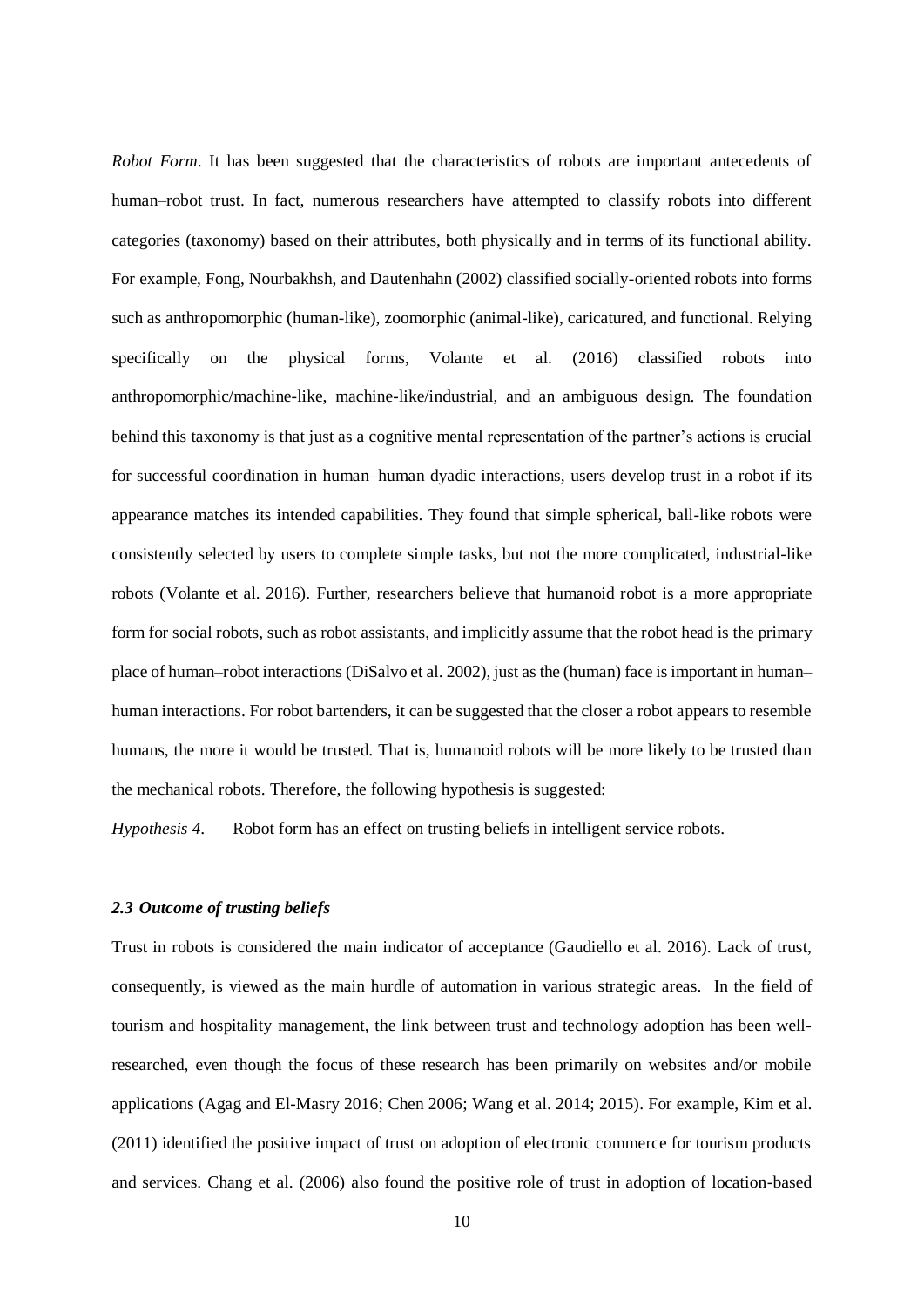*Robot Form*. It has been suggested that the characteristics of robots are important antecedents of human–robot trust. In fact, numerous researchers have attempted to classify robots into different categories (taxonomy) based on their attributes, both physically and in terms of its functional ability. For example, Fong, Nourbakhsh, and Dautenhahn (2002) classified socially-oriented robots into forms such as anthropomorphic (human-like), zoomorphic (animal-like), caricatured, and functional. Relying specifically on the physical forms, Volante et al. (2016) classified robots into anthropomorphic/machine-like, machine-like/industrial, and an ambiguous design. The foundation behind this taxonomy is that just as a cognitive mental representation of the partner's actions is crucial for successful coordination in human–human dyadic interactions, users develop trust in a robot if its appearance matches its intended capabilities. They found that simple spherical, ball-like robots were consistently selected by users to complete simple tasks, but not the more complicated, industrial-like robots (Volante et al. 2016). Further, researchers believe that humanoid robot is a more appropriate form for social robots, such as robot assistants, and implicitly assume that the robot head is the primary place of human–robot interactions (DiSalvo et al. 2002), just as the (human) face is important in human–human interactions. For robot bartenders, it can be suggested that the closer a robot appears to resemble humans, the more it would be trusted. That is, humanoid robots will be more likely to be trusted than the mechanical robots. Therefore, the following hypothesis is suggested:

*Hypothesis 4*. Robot form has an effect on trusting beliefs in intelligent service robots.

### *2.3 Outcome of trusting beliefs*

Trust in robots is considered the main indicator of acceptance (Gaudiello et al. 2016). Lack of trust, consequently, is viewed as the main hurdle of automation in various strategic areas. In the field of tourism and hospitality management, the link between trust and technology adoption has been well-researched, even though the focus of these research has been primarily on websites and/or mobile applications (Agag and El-Masry 2016; Chen 2006; Wang et al. 2014; 2015). For example, Kim et al. (2011) identified the positive impact of trust on adoption of electronic commerce for tourism products and services. Chang et al. (2006) also found the positive role of trust in adoption of location-based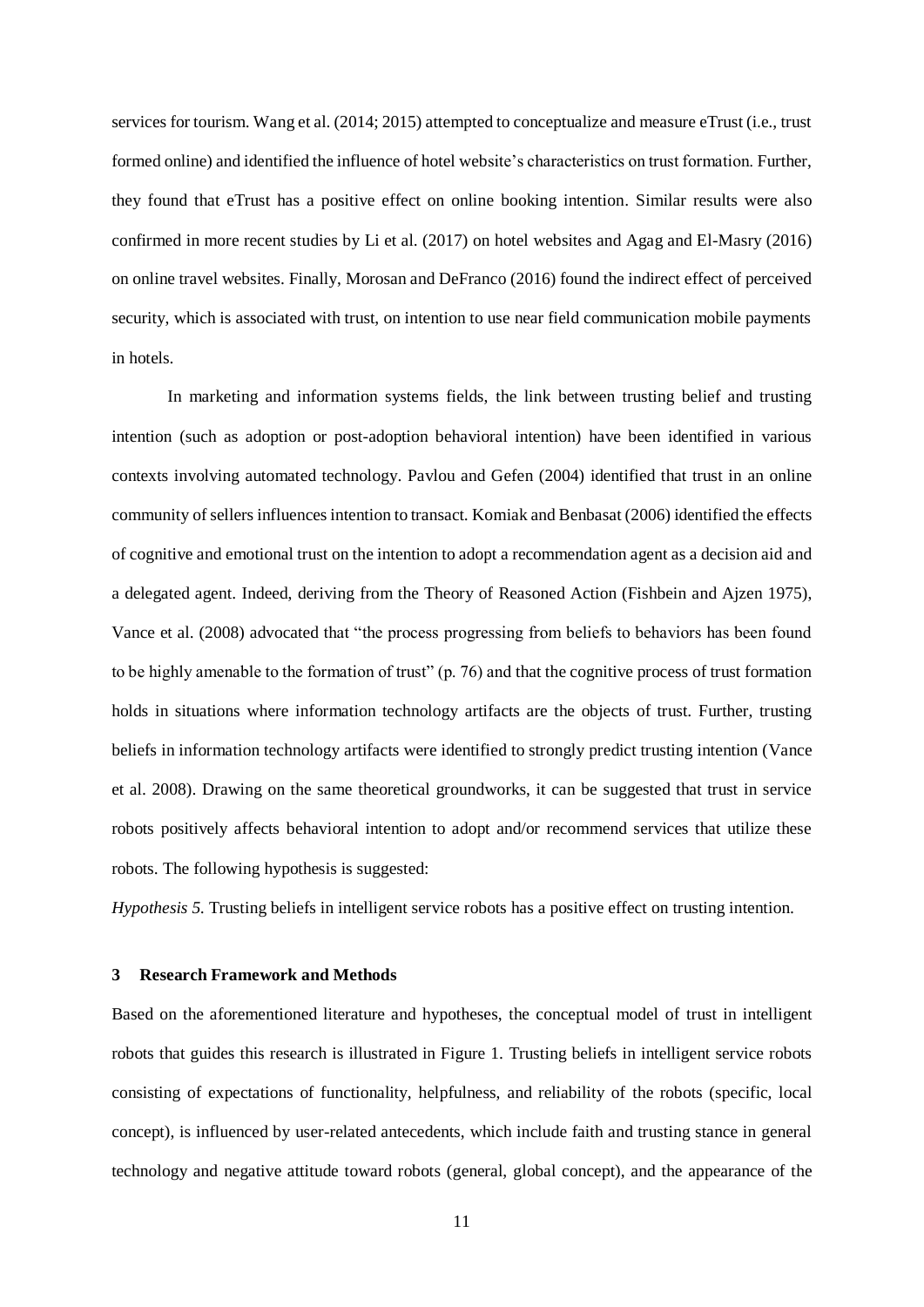services for tourism. Wang et al. (2014; 2015) attempted to conceptualize and measure eTrust (i.e., trust formed online) and identified the influence of hotel website's characteristics on trust formation. Further, they found that eTrust has a positive effect on online booking intention. Similar results were also confirmed in more recent studies by Li et al. (2017) on hotel websites and Agag and El-Masry (2016) on online travel websites. Finally, Morosan and DeFranco (2016) found the indirect effect of perceived security, which is associated with trust, on intention to use near field communication mobile payments in hotels.

In marketing and information systems fields, the link between trusting belief and trusting intention (such as adoption or post-adoption behavioral intention) have been identified in various contexts involving automated technology. Pavlou and Gefen (2004) identified that trust in an online community of sellers influences intention to transact. Komiak and Benbasat (2006) identified the effects of cognitive and emotional trust on the intention to adopt a recommendation agent as a decision aid and a delegated agent. Indeed, deriving from the Theory of Reasoned Action (Fishbein and Ajzen 1975), Vance et al. (2008) advocated that "the process progressing from beliefs to behaviors has been found to be highly amenable to the formation of trust" (p. 76) and that the cognitive process of trust formation holds in situations where information technology artifacts are the objects of trust. Further, trusting beliefs in information technology artifacts were identified to strongly predict trusting intention (Vance et al. 2008). Drawing on the same theoretical groundworks, it can be suggested that trust in service robots positively affects behavioral intention to adopt and/or recommend services that utilize these robots. The following hypothesis is suggested:

*Hypothesis 5.* Trusting beliefs in intelligent service robots has a positive effect on trusting intention.

## 3 Research Framework and Methods

Based on the aforementioned literature and hypotheses, the conceptual model of trust in intelligent robots that guides this research is illustrated in Figure 1. Trusting beliefs in intelligent service robots consisting of expectations of functionality, helpfulness, and reliability of the robots (specific, local concept), is influenced by user-related antecedents, which include faith and trusting stance in general technology and negative attitude toward robots (general, global concept), and the appearance of the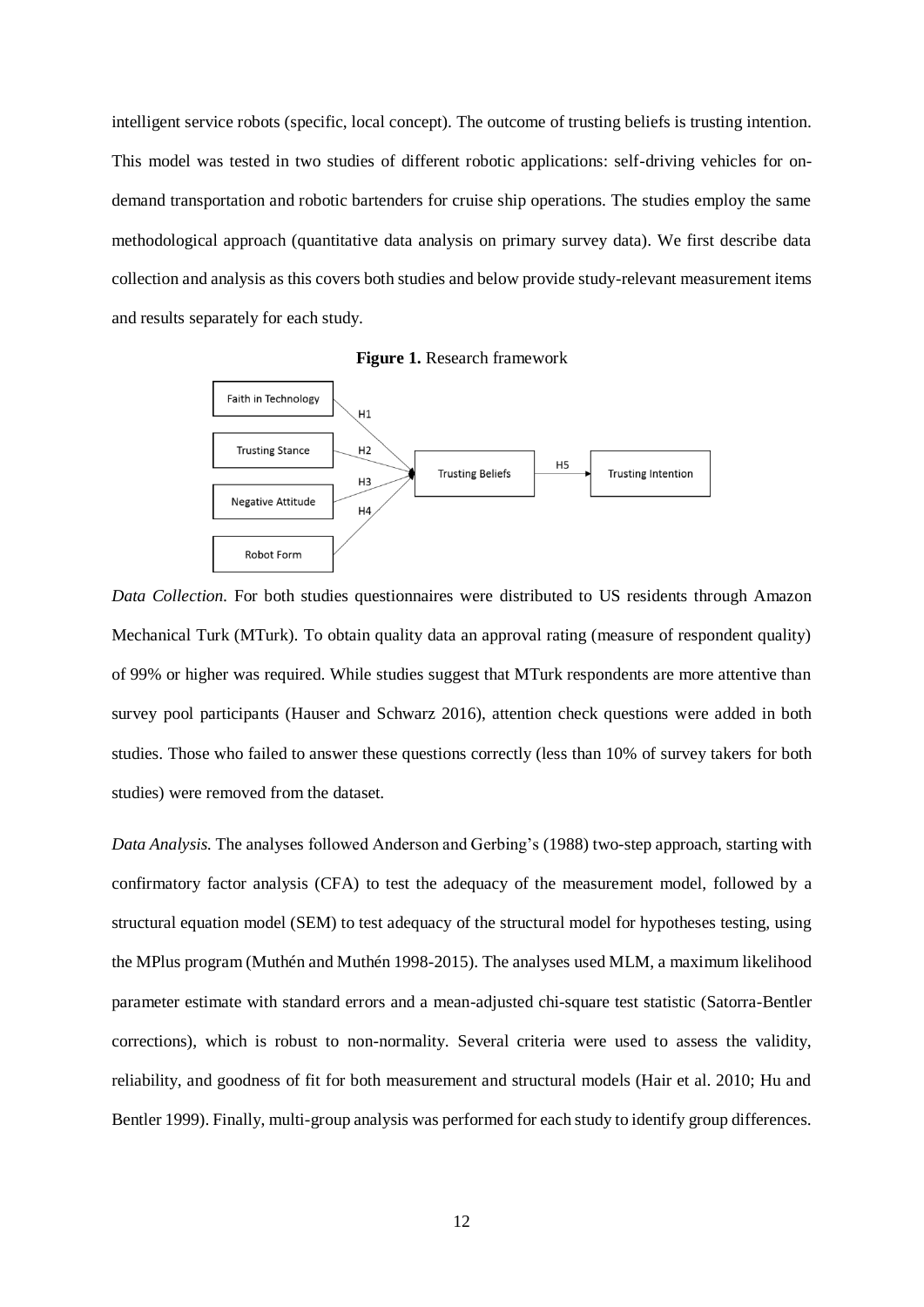intelligent service robots (specific, local concept). The outcome of trusting beliefs is trusting intention. This model was tested in two studies of different robotic applications: self-driving vehicles for on-demand transportation and robotic bartenders for cruise ship operations. The studies employ the same methodological approach (quantitative data analysis on primary survey data). We first describe data collection and analysis as this covers both studies and below provide study-relevant measurement items and results separately for each study.

**Figure 1.** Research framework

*Data Collection.* For both studies questionnaires were distributed to US residents through Amazon Mechanical Turk (MTurk). To obtain quality data an approval rating (measure of respondent quality) of 99% or higher was required. While studies suggest that MTurk respondents are more attentive than survey pool participants (Hauser and Schwarz 2016), attention check questions were added in both studies. Those who failed to answer these questions correctly (less than 10% of survey takers for both studies) were removed from the dataset.

*Data Analysis.* The analyses followed Anderson and Gerbing's (1988) two-step approach, starting with confirmatory factor analysis (CFA) to test the adequacy of the measurement model, followed by a structural equation model (SEM) to test adequacy of the structural model for hypotheses testing, using the MPlus program (Muthén and Muthén 1998-2015). The analyses used MLM, a maximum likelihood parameter estimate with standard errors and a mean-adjusted chi-square test statistic (Satorra-Bentler corrections), which is robust to non-normality. Several criteria were used to assess the validity, reliability, and goodness of fit for both measurement and structural models (Hair et al. 2010; Hu and Bentler 1999). Finally, multi-group analysis was performed for each study to identify group differences.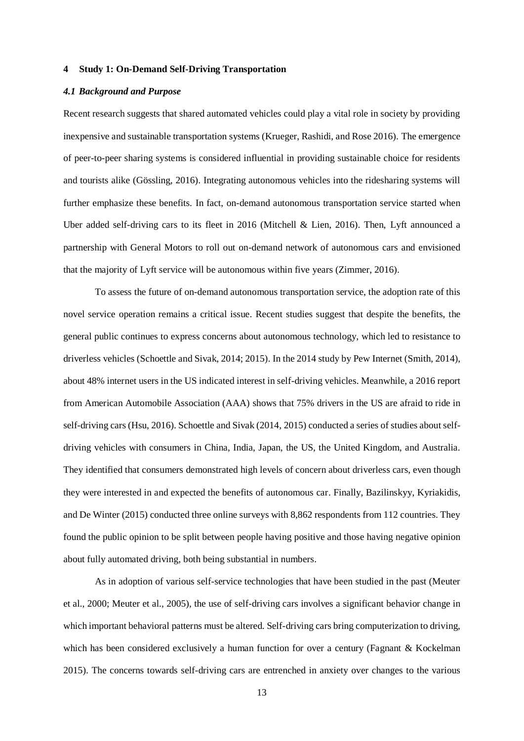## 4 Study 1: On-Demand Self-Driving Transportation

### *4.1 Background and Purpose*

Recent research suggests that shared automated vehicles could play a vital role in society by providing inexpensive and sustainable transportation systems (Krueger, Rashidi, and Rose 2016). The emergence of peer-to-peer sharing systems is considered influential in providing sustainable choice for residents and tourists alike (Gössling, 2016). Integrating autonomous vehicles into the ridesharing systems will further emphasize these benefits. In fact, on-demand autonomous transportation service started when Uber added self-driving cars to its fleet in 2016 (Mitchell & Lien, 2016). Then, Lyft announced a partnership with General Motors to roll out on-demand network of autonomous cars and envisioned that the majority of Lyft service will be autonomous within five years (Zimmer, 2016).

To assess the future of on-demand autonomous transportation service, the adoption rate of this novel service operation remains a critical issue. Recent studies suggest that despite the benefits, the general public continues to express concerns about autonomous technology, which led to resistance to driverless vehicles (Schoettle and Sivak, 2014; 2015). In the 2014 study by Pew Internet (Smith, 2014), about 48% internet users in the US indicated interest in self-driving vehicles. Meanwhile, a 2016 report from American Automobile Association (AAA) shows that 75% drivers in the US are afraid to ride in self-driving cars (Hsu, 2016). Schoettle and Sivak (2014, 2015) conducted a series of studies about self-driving vehicles with consumers in China, India, Japan, the US, the United Kingdom, and Australia. They identified that consumers demonstrated high levels of concern about driverless cars, even though they were interested in and expected the benefits of autonomous car. Finally, Bazilinskyy, Kyriakidis, and De Winter (2015) conducted three online surveys with 8,862 respondents from 112 countries. They found the public opinion to be split between people having positive and those having negative opinion about fully automated driving, both being substantial in numbers.

As in adoption of various self-service technologies that have been studied in the past (Meuter et al., 2000; Meuter et al., 2005), the use of self-driving cars involves a significant behavior change in which important behavioral patterns must be altered. Self-driving cars bring computerization to driving, which has been considered exclusively a human function for over a century (Fagnant & Kockelman 2015). The concerns towards self-driving cars are entrenched in anxiety over changes to the various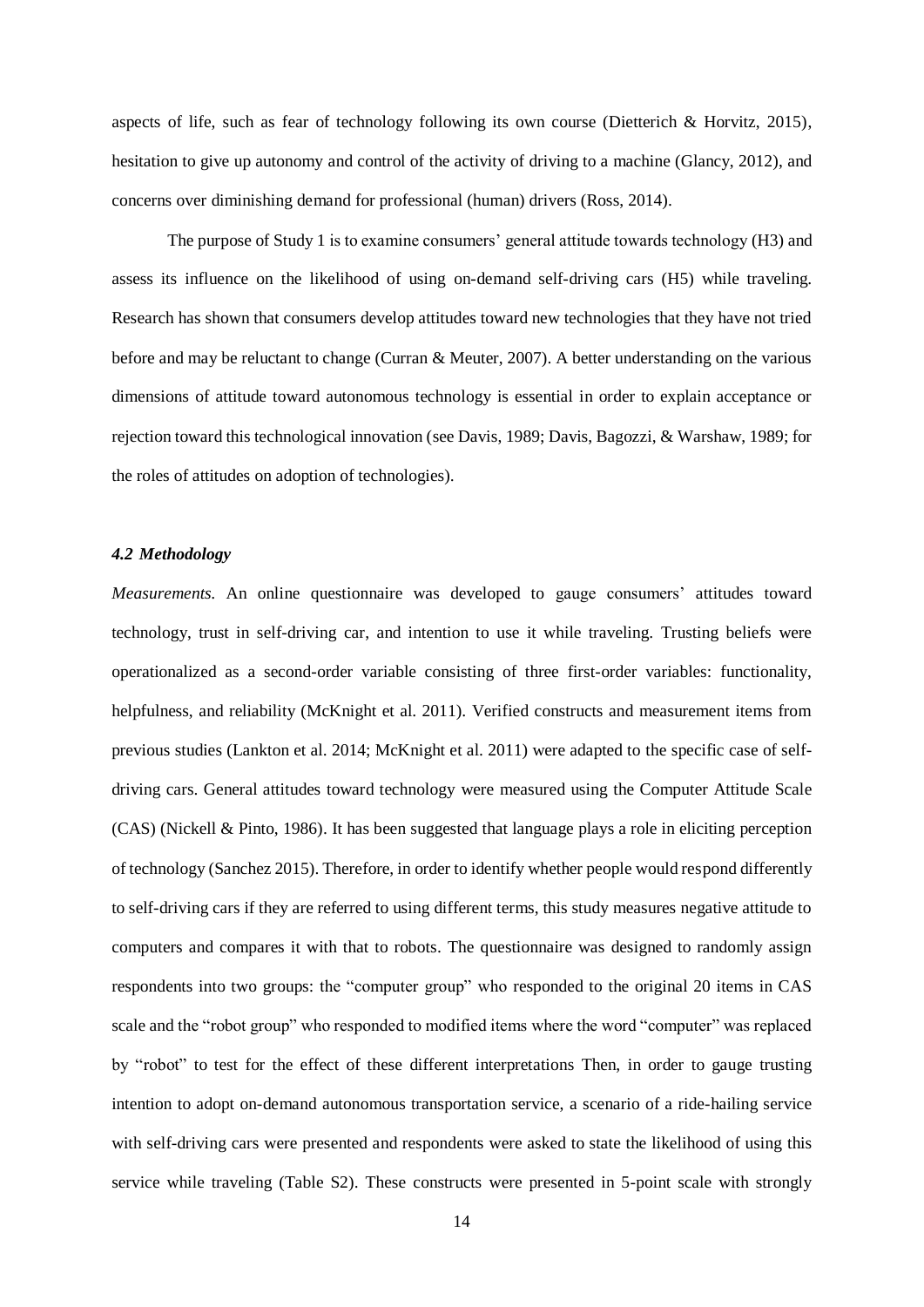aspects of life, such as fear of technology following its own course (Dietterich & Horvitz, 2015), hesitation to give up autonomy and control of the activity of driving to a machine (Glancy, 2012), and concerns over diminishing demand for professional (human) drivers (Ross, 2014).

The purpose of Study 1 is to examine consumers' general attitude towards technology (H3) and assess its influence on the likelihood of using on-demand self-driving cars (H5) while traveling. Research has shown that consumers develop attitudes toward new technologies that they have not tried before and may be reluctant to change (Curran & Meuter, 2007). A better understanding on the various dimensions of attitude toward autonomous technology is essential in order to explain acceptance or rejection toward this technological innovation (see Davis, 1989; Davis, Bagozzi, & Warshaw, 1989; for the roles of attitudes on adoption of technologies).

### *4.2 Methodology*

*Measurements.* An online questionnaire was developed to gauge consumers' attitudes toward technology, trust in self-driving car, and intention to use it while traveling. Trusting beliefs were operationalized as a second-order variable consisting of three first-order variables: functionality, helpfulness, and reliability (McKnight et al. 2011). Verified constructs and measurement items from previous studies (Lankton et al. 2014; McKnight et al. 2011) were adapted to the specific case of self-driving cars. General attitudes toward technology were measured using the Computer Attitude Scale (CAS) (Nickell & Pinto, 1986). It has been suggested that language plays a role in eliciting perception of technology (Sanchez 2015). Therefore, in order to identify whether people would respond differently to self-driving cars if they are referred to using different terms, this study measures negative attitude to computers and compares it with that to robots. The questionnaire was designed to randomly assign respondents into two groups: the "computer group" who responded to the original 20 items in CAS scale and the "robot group" who responded to modified items where the word "computer" was replaced by "robot" to test for the effect of these different interpretations Then, in order to gauge trusting intention to adopt on-demand autonomous transportation service, a scenario of a ride-hailing service with self-driving cars were presented and respondents were asked to state the likelihood of using this service while traveling (Table S2). These constructs were presented in 5-point scale with strongly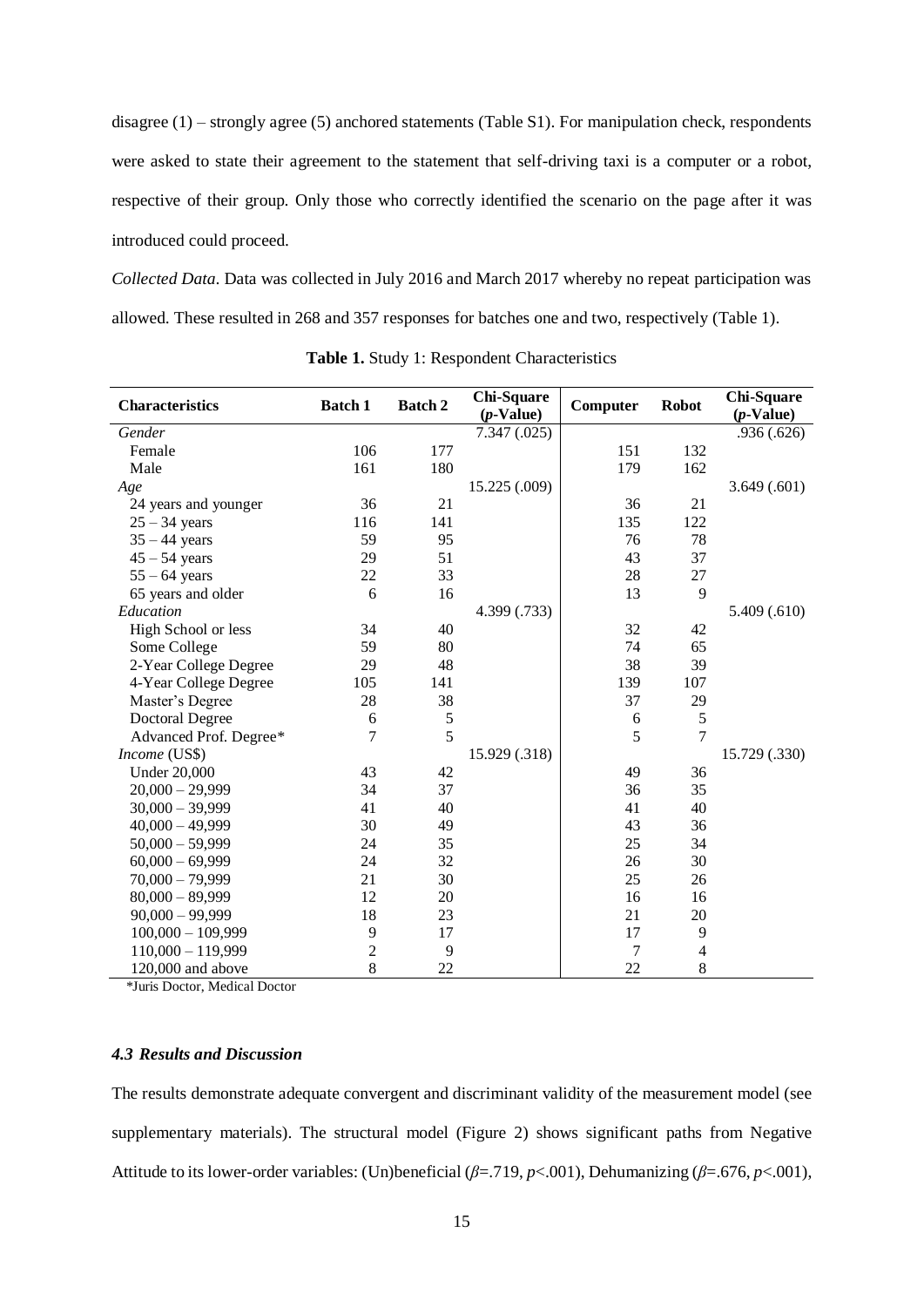disagree (1) – strongly agree (5) anchored statements (Table S1). For manipulation check, respondents were asked to state their agreement to the statement that self-driving taxi is a computer or a robot, respective of their group. Only those who correctly identified the scenario on the page after it was introduced could proceed.

*Collected Data*. Data was collected in July 2016 and March 2017 whereby no repeat participation was allowed. These resulted in 268 and 357 responses for batches one and two, respectively (Table 1).

**Table 1.** Study 1: Respondent Characteristics

| Characteristics | Batch 1 | Batch 2 | Chi-Square (*p*-Value) | Computer | Robot | Chi-Square (*p*-Value) |
|---|---|---|---|---|---|---|
| *Gender* | | | 7.347 (.025) | | | .936 (.626) |
| Female | 106 | 177 | | 151 | 132 | |
| Male | 161 | 180 | | 179 | 162 | |
| *Age* | | | 15.225 (.009) | | | 3.649 (.601) |
| 24 years and younger | 36 | 21 | | 36 | 21 | |
| 25 – 34 years | 116 | 141 | | 135 | 122 | |
| 35 – 44 years | 59 | 95 | | 76 | 78 | |
| 45 – 54 years | 29 | 51 | | 43 | 37 | |
| 55 – 64 years | 22 | 33 | | 28 | 27 | |
| 65 years and older | 6 | 16 | | 13 | 9 | |
| *Education* | | | 4.399 (.733) | | | 5.409 (.610) |
| High School or less | 34 | 40 | | 32 | 42 | |
| Some College | 59 | 80 | | 74 | 65 | |
| 2-Year College Degree | 29 | 48 | | 38 | 39 | |
| 4-Year College Degree | 105 | 141 | | 139 | 107 | |
| Master's Degree | 28 | 38 | | 37 | 29 | |
| Doctoral Degree | 6 | 5 | | 6 | 5 | |
| Advanced Prof. Degree* | 7 | 5 | | 5 | 7 | |
| *Income* (US$) | | | 15.929 (.318) | | | 15.729 (.330) |
| Under 20,000 | 43 | 42 | | 49 | 36 | |
| 20,000 – 29,999 | 34 | 37 | | 36 | 35 | |
| 30,000 – 39,999 | 41 | 40 | | 41 | 40 | |
| 40,000 – 49,999 | 30 | 49 | | 43 | 36 | |
| 50,000 – 59,999 | 24 | 35 | | 25 | 34 | |
| 60,000 – 69,999 | 24 | 32 | | 26 | 30 | |
| 70,000 – 79,999 | 21 | 30 | | 25 | 26 | |
| 80,000 – 89,999 | 12 | 20 | | 16 | 16 | |
| 90,000 – 99,999 | 18 | 23 | | 21 | 20 | |
| 100,000 – 109,999 | 9 | 17 | | 17 | 9 | |
| 110,000 – 119,999 | 2 | 9 | | 7 | 4 | |
| 120,000 and above | 8 | 22 | | 22 | 8 | |

*Juris Doctor, Medical Doctor

#### *4.3 Results and Discussion*

The results demonstrate adequate convergent and discriminant validity of the measurement model (see supplementary materials). The structural model (Figure 2) shows significant paths from Negative Attitude to its lower-order variables: (Un)beneficial ($\beta$=.719, $p$<.001), Dehumanizing ($\beta$=.676, $p$<.001),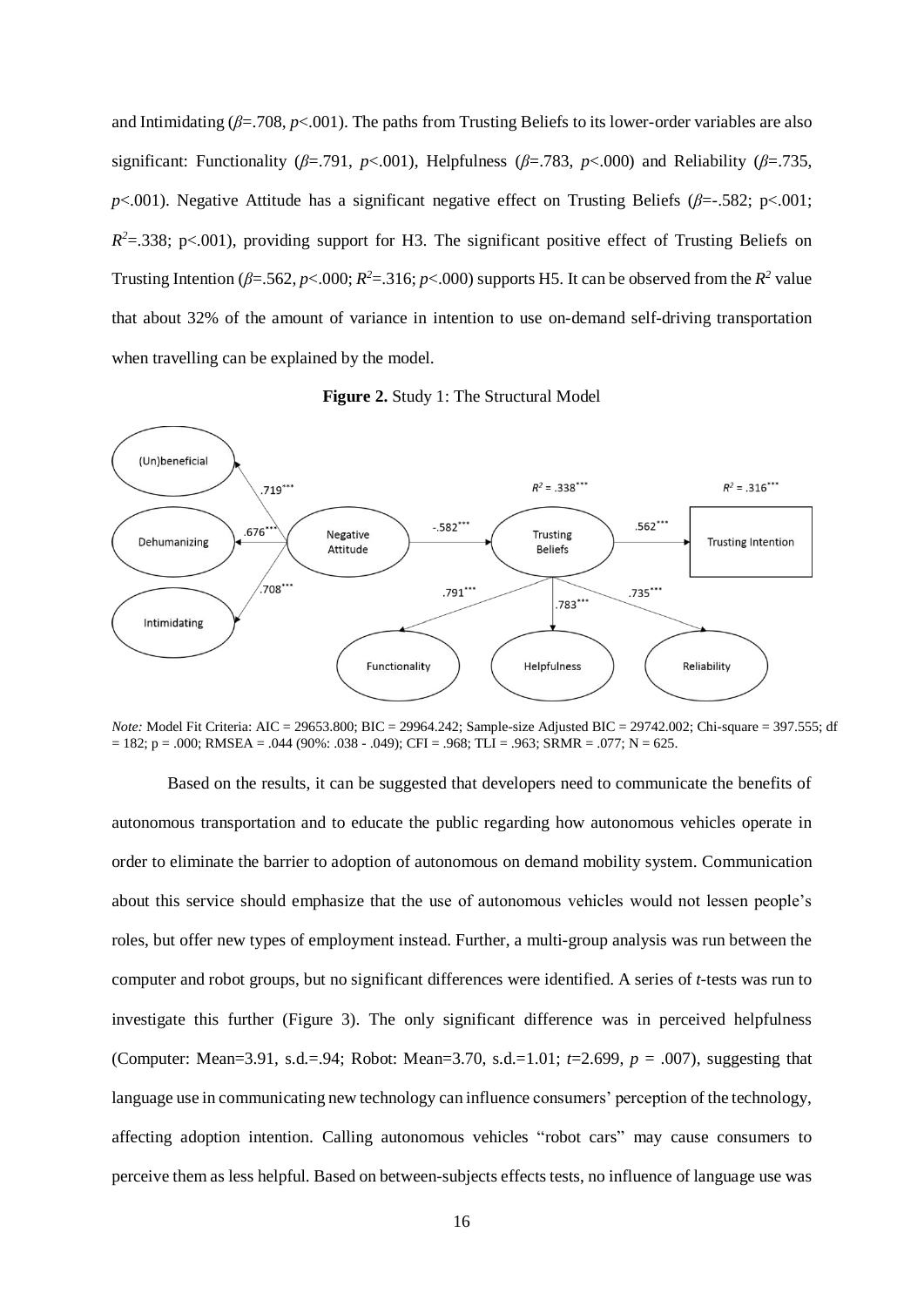and Intimidating ($\beta$=.708, $p$<.001). The paths from Trusting Beliefs to its lower-order variables are also significant: Functionality ($\beta$=.791, $p$<.001), Helpfulness ($\beta$=.783, $p$<.000) and Reliability ($\beta$=.735, $p$<.001). Negative Attitude has a significant negative effect on Trusting Beliefs ($\beta$=-.582; p<.001; $R^2$=.338; p<.001), providing support for H3. The significant positive effect of Trusting Beliefs on Trusting Intention ($\beta$=.562, $p$<.000; $R^2$=.316; $p$<.000) supports H5. It can be observed from the $R^2$ value that about 32% of the amount of variance in intention to use on-demand self-driving transportation when travelling can be explained by the model.

**Figure 2.** Study 1: The Structural Model

*Note:* Model Fit Criteria: AIC = 29653.800; BIC = 29964.242; Sample-size Adjusted BIC = 29742.002; Chi-square = 397.555; df = 182; p = .000; RMSEA = .044 (90%: .038 - .049); CFI = .968; TLI = .963; SRMR = .077; N = 625.

Based on the results, it can be suggested that developers need to communicate the benefits of autonomous transportation and to educate the public regarding how autonomous vehicles operate in order to eliminate the barrier to adoption of autonomous on demand mobility system. Communication about this service should emphasize that the use of autonomous vehicles would not lessen people's roles, but offer new types of employment instead. Further, a multi-group analysis was run between the computer and robot groups, but no significant differences were identified. A series of *t*-tests was run to investigate this further (Figure 3). The only significant difference was in perceived helpfulness (Computer: Mean=3.91, s.d.=.94; Robot: Mean=3.70, s.d.=1.01; $t$=2.699, $p$ = .007), suggesting that language use in communicating new technology can influence consumers' perception of the technology, affecting adoption intention. Calling autonomous vehicles "robot cars" may cause consumers to perceive them as less helpful. Based on between-subjects effects tests, no influence of language use was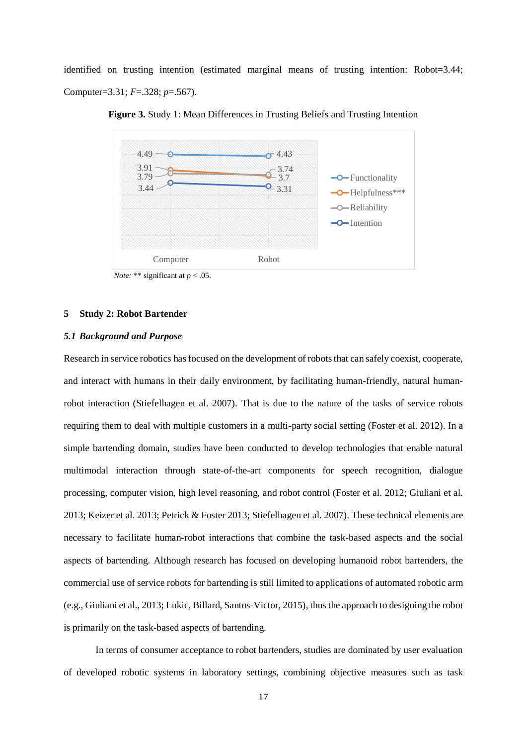identified on trusting intention (estimated marginal means of trusting intention: Robot=3.44; Computer=3.31; $F$=.328; $p$=.567).

**Figure 3.** Study 1: Mean Differences in Trusting Beliefs and Trusting Intention

| | Computer | Robot |
|---|---|---|
| Functionality | 4.49 | 4.43 |
| Helpfulness*** | 3.91 | 3.7 |
| Reliability | 3.79 | 3.74 |
| Intention | 3.44 | 3.31 |

*Note:* ** significant at $p < .05$.

## 5 Study 2: Robot Bartender

### *5.1 Background and Purpose*

Research in service robotics has focused on the development of robots that can safely coexist, cooperate, and interact with humans in their daily environment, by facilitating human-friendly, natural human-robot interaction (Stiefelhagen et al. 2007). That is due to the nature of the tasks of service robots requiring them to deal with multiple customers in a multi-party social setting (Foster et al. 2012). In a simple bartending domain, studies have been conducted to develop technologies that enable natural multimodal interaction through state-of-the-art components for speech recognition, dialogue processing, computer vision, high level reasoning, and robot control (Foster et al. 2012; Giuliani et al. 2013; Keizer et al. 2013; Petrick & Foster 2013; Stiefelhagen et al. 2007). These technical elements are necessary to facilitate human-robot interactions that combine the task-based aspects and the social aspects of bartending. Although research has focused on developing humanoid robot bartenders, the commercial use of service robots for bartending is still limited to applications of automated robotic arm (e.g., Giuliani et al., 2013; Lukic, Billard, Santos-Victor, 2015), thus the approach to designing the robot is primarily on the task-based aspects of bartending.

In terms of consumer acceptance to robot bartenders, studies are dominated by user evaluation of developed robotic systems in laboratory settings, combining objective measures such as task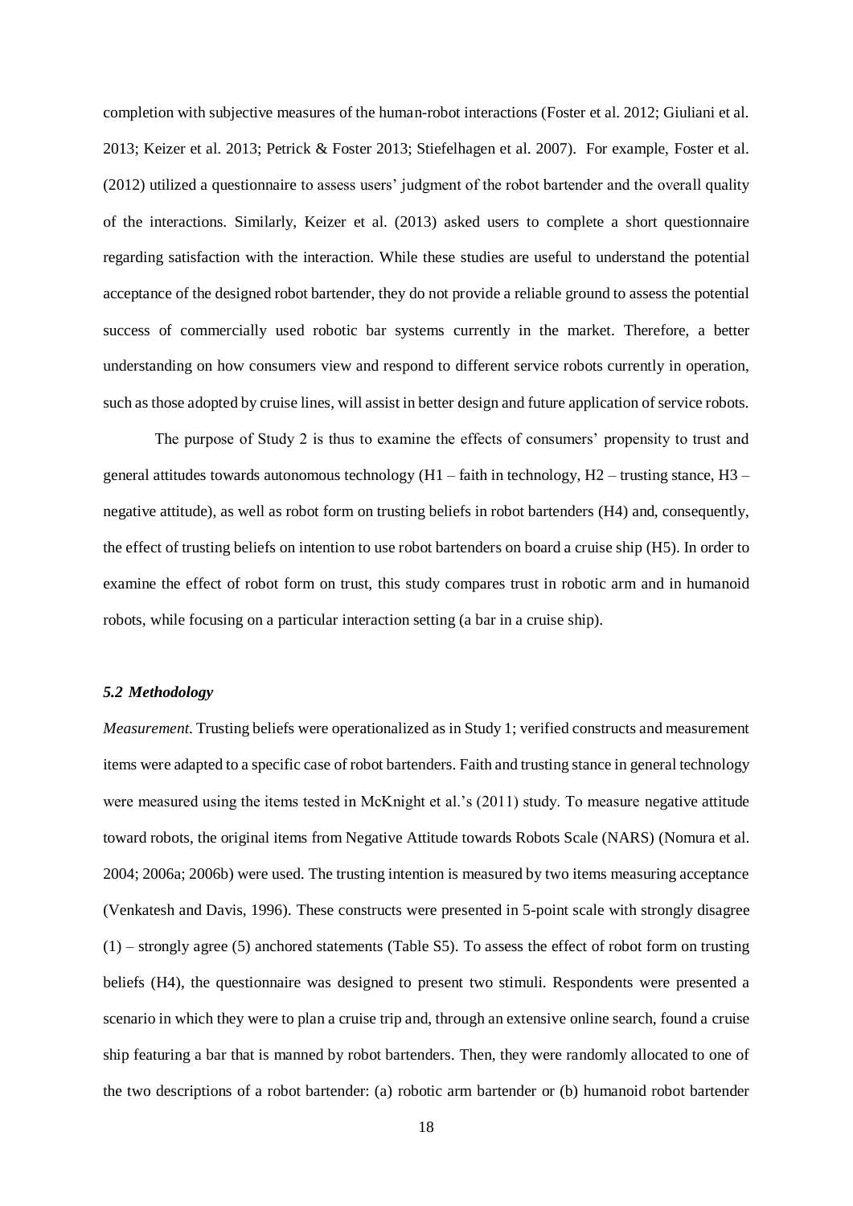completion with subjective measures of the human-robot interactions (Foster et al. 2012; Giuliani et al. 2013; Keizer et al. 2013; Petrick & Foster 2013; Stiefelhagen et al. 2007). For example, Foster et al. (2012) utilized a questionnaire to assess users' judgment of the robot bartender and the overall quality of the interactions. Similarly, Keizer et al. (2013) asked users to complete a short questionnaire regarding satisfaction with the interaction. While these studies are useful to understand the potential acceptance of the designed robot bartender, they do not provide a reliable ground to assess the potential success of commercially used robotic bar systems currently in the market. Therefore, a better understanding on how consumers view and respond to different service robots currently in operation, such as those adopted by cruise lines, will assist in better design and future application of service robots.

The purpose of Study 2 is thus to examine the effects of consumers' propensity to trust and general attitudes towards autonomous technology (H1 – faith in technology, H2 – trusting stance, H3 – negative attitude), as well as robot form on trusting beliefs in robot bartenders (H4) and, consequently, the effect of trusting beliefs on intention to use robot bartenders on board a cruise ship (H5). In order to examine the effect of robot form on trust, this study compares trust in robotic arm and in humanoid robots, while focusing on a particular interaction setting (a bar in a cruise ship).

### *5.2 Methodology*

*Measurement.* Trusting beliefs were operationalized as in Study 1; verified constructs and measurement items were adapted to a specific case of robot bartenders. Faith and trusting stance in general technology were measured using the items tested in McKnight et al.'s (2011) study. To measure negative attitude toward robots, the original items from Negative Attitude towards Robots Scale (NARS) (Nomura et al. 2004; 2006a; 2006b) were used. The trusting intention is measured by two items measuring acceptance (Venkatesh and Davis, 1996). These constructs were presented in 5-point scale with strongly disagree (1) – strongly agree (5) anchored statements (Table S5). To assess the effect of robot form on trusting beliefs (H4), the questionnaire was designed to present two stimuli. Respondents were presented a scenario in which they were to plan a cruise trip and, through an extensive online search, found a cruise ship featuring a bar that is manned by robot bartenders. Then, they were randomly allocated to one of the two descriptions of a robot bartender: (a) robotic arm bartender or (b) humanoid robot bartender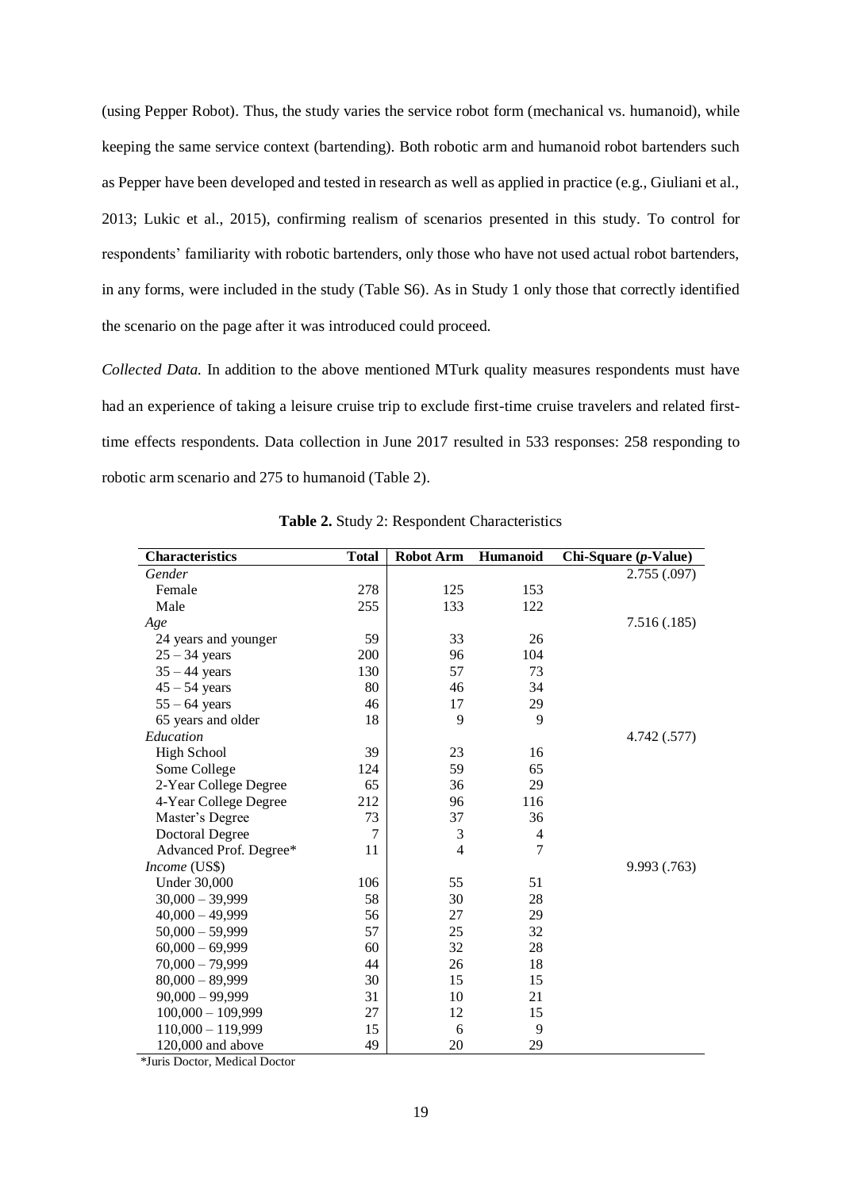(using Pepper Robot). Thus, the study varies the service robot form (mechanical vs. humanoid), while keeping the same service context (bartending). Both robotic arm and humanoid robot bartenders such as Pepper have been developed and tested in research as well as applied in practice (e.g., Giuliani et al., 2013; Lukic et al., 2015), confirming realism of scenarios presented in this study. To control for respondents' familiarity with robotic bartenders, only those who have not used actual robot bartenders, in any forms, were included in the study (Table S6). As in Study 1 only those that correctly identified the scenario on the page after it was introduced could proceed.

*Collected Data.* In addition to the above mentioned MTurk quality measures respondents must have had an experience of taking a leisure cruise trip to exclude first-time cruise travelers and related first-time effects respondents. Data collection in June 2017 resulted in 533 responses: 258 responding to robotic arm scenario and 275 to humanoid (Table 2).

**Table 2.** Study 2: Respondent Characteristics

| Characteristics | Total | Robot Arm | Humanoid | Chi-Square (*p*-Value) |
|---|---|---|---|---|
| *Gender* | | | | 2.755 (.097) |
| Female | 278 | 125 | 153 | |
| Male | 255 | 133 | 122 | |
| *Age* | | | | 7.516 (.185) |
| 24 years and younger | 59 | 33 | 26 | |
| 25 – 34 years | 200 | 96 | 104 | |
| 35 – 44 years | 130 | 57 | 73 | |
| 45 – 54 years | 80 | 46 | 34 | |
| 55 – 64 years | 46 | 17 | 29 | |
| 65 years and older | 18 | 9 | 9 | |
| *Education* | | | | 4.742 (.577) |
| High School | 39 | 23 | 16 | |
| Some College | 124 | 59 | 65 | |
| 2-Year College Degree | 65 | 36 | 29 | |
| 4-Year College Degree | 212 | 96 | 116 | |
| Master's Degree | 73 | 37 | 36 | |
| Doctoral Degree | 7 | 3 | 4 | |
| Advanced Prof. Degree* | 11 | 4 | 7 | |
| *Income* (US$) | | | | 9.993 (.763) |
| Under 30,000 | 106 | 55 | 51 | |
| 30,000 – 39,999 | 58 | 30 | 28 | |
| 40,000 – 49,999 | 56 | 27 | 29 | |
| 50,000 – 59,999 | 57 | 25 | 32 | |
| 60,000 – 69,999 | 60 | 32 | 28 | |
| 70,000 – 79,999 | 44 | 26 | 18 | |
| 80,000 – 89,999 | 30 | 15 | 15 | |
| 90,000 – 99,999 | 31 | 10 | 21 | |
| 100,000 – 109,999 | 27 | 12 | 15 | |
| 110,000 – 119,999 | 15 | 6 | 9 | |
| 120,000 and above | 49 | 20 | 29 | |

*Juris Doctor, Medical Doctor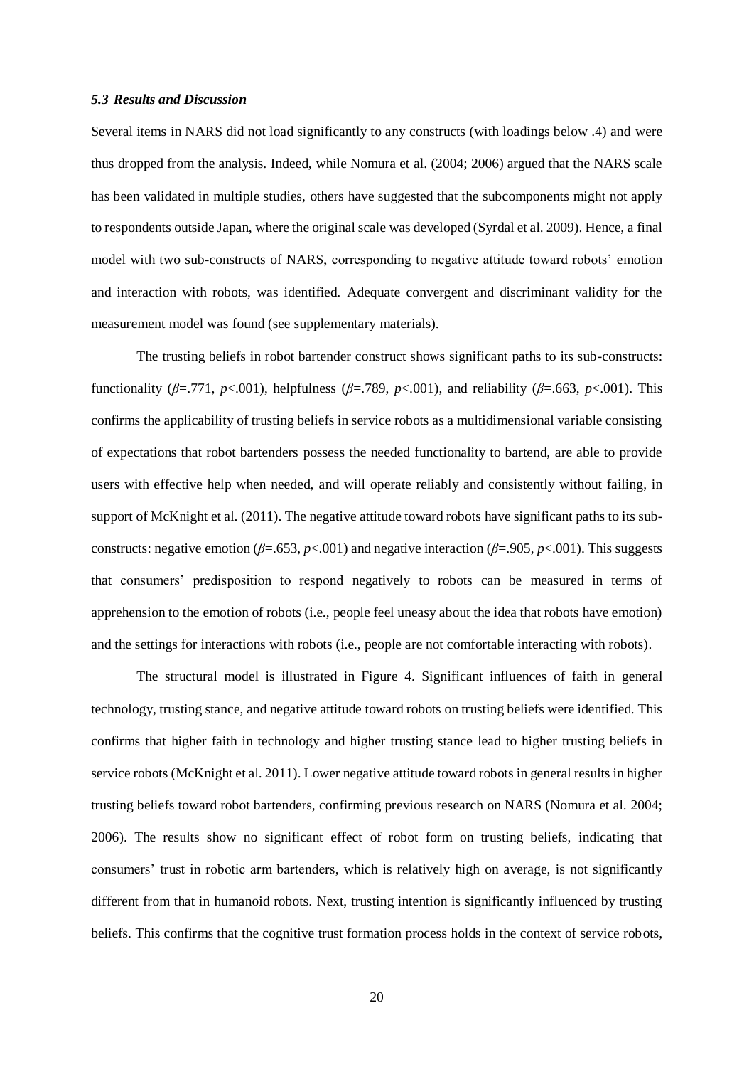### *5.3 Results and Discussion*

Several items in NARS did not load significantly to any constructs (with loadings below .4) and were thus dropped from the analysis. Indeed, while Nomura et al. (2004; 2006) argued that the NARS scale has been validated in multiple studies, others have suggested that the subcomponents might not apply to respondents outside Japan, where the original scale was developed (Syrdal et al. 2009). Hence, a final model with two sub-constructs of NARS, corresponding to negative attitude toward robots' emotion and interaction with robots, was identified. Adequate convergent and discriminant validity for the measurement model was found (see supplementary materials).

The trusting beliefs in robot bartender construct shows significant paths to its sub-constructs: functionality ($\beta$=.771, $p$<.001), helpfulness ($\beta$=.789, $p$<.001), and reliability ($\beta$=.663, $p$<.001). This confirms the applicability of trusting beliefs in service robots as a multidimensional variable consisting of expectations that robot bartenders possess the needed functionality to bartend, are able to provide users with effective help when needed, and will operate reliably and consistently without failing, in support of McKnight et al. (2011). The negative attitude toward robots have significant paths to its sub-constructs: negative emotion ($\beta$=.653, $p$<.001) and negative interaction ($\beta$=.905, $p$<.001). This suggests that consumers' predisposition to respond negatively to robots can be measured in terms of apprehension to the emotion of robots (i.e., people feel uneasy about the idea that robots have emotion) and the settings for interactions with robots (i.e., people are not comfortable interacting with robots).

The structural model is illustrated in Figure 4. Significant influences of faith in general technology, trusting stance, and negative attitude toward robots on trusting beliefs were identified. This confirms that higher faith in technology and higher trusting stance lead to higher trusting beliefs in service robots (McKnight et al. 2011). Lower negative attitude toward robots in general results in higher trusting beliefs toward robot bartenders, confirming previous research on NARS (Nomura et al. 2004; 2006). The results show no significant effect of robot form on trusting beliefs, indicating that consumers' trust in robotic arm bartenders, which is relatively high on average, is not significantly different from that in humanoid robots. Next, trusting intention is significantly influenced by trusting beliefs. This confirms that the cognitive trust formation process holds in the context of service robots,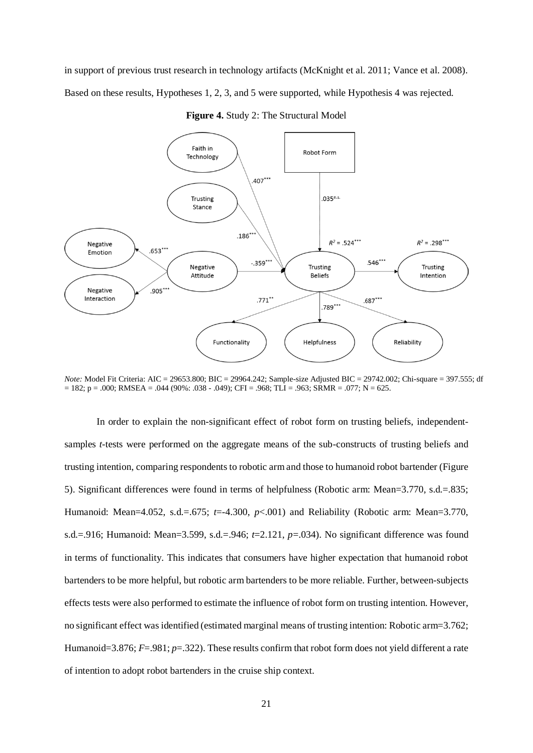in support of previous trust research in technology artifacts (McKnight et al. 2011; Vance et al. 2008). Based on these results, Hypotheses 1, 2, 3, and 5 were supported, while Hypothesis 4 was rejected.

**Figure 4.** Study 2: The Structural Model

*Note:* Model Fit Criteria: AIC = 29653.800; BIC = 29964.242; Sample-size Adjusted BIC = 29742.002; Chi-square = 397.555; df = 182; p = .000; RMSEA = .044 (90%: .038 - .049); CFI = .968; TLI = .963; SRMR = .077; N = 625.

In order to explain the non-significant effect of robot form on trusting beliefs, independent-samples *t*-tests were performed on the aggregate means of the sub-constructs of trusting beliefs and trusting intention, comparing respondents to robotic arm and those to humanoid robot bartender (Figure 5). Significant differences were found in terms of helpfulness (Robotic arm: Mean=3.770, s.d.=.835; Humanoid: Mean=4.052, s.d.=.675; $t$=-4.300, $p$<.001) and Reliability (Robotic arm: Mean=3.770, s.d.=.916; Humanoid: Mean=3.599, s.d.=.946; $t$=2.121, $p$=.034). No significant difference was found in terms of functionality. This indicates that consumers have higher expectation that humanoid robot bartenders to be more helpful, but robotic arm bartenders to be more reliable. Further, between-subjects effects tests were also performed to estimate the influence of robot form on trusting intention. However, no significant effect was identified (estimated marginal means of trusting intention: Robotic arm=3.762; Humanoid=3.876; $F$=.981; $p$=.322). These results confirm that robot form does not yield different a rate of intention to adopt robot bartenders in the cruise ship context.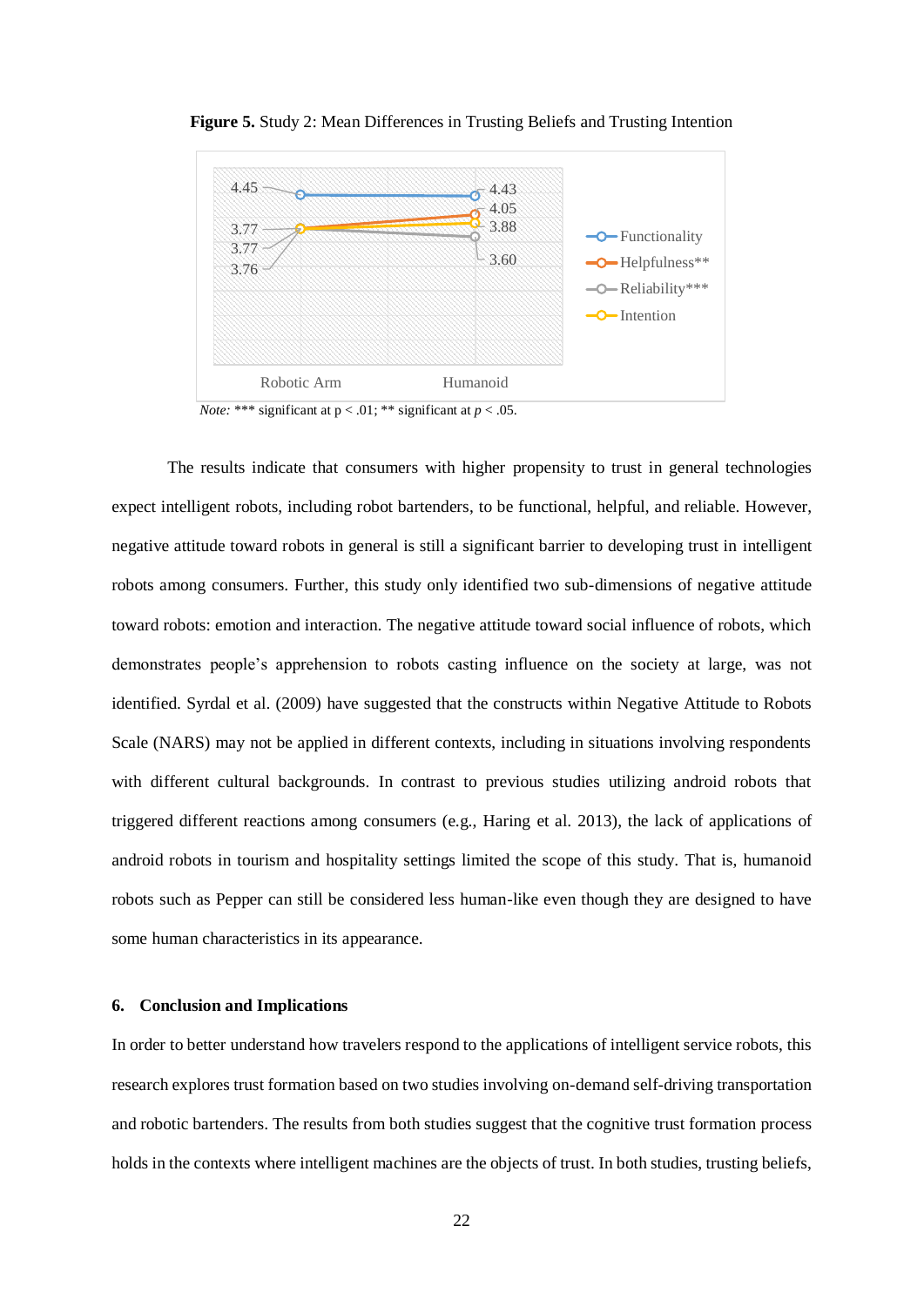**Figure 5.** Study 2: Mean Differences in Trusting Beliefs and Trusting Intention

*Note:* *** significant at p < .01; ** significant at *p* < .05.

The results indicate that consumers with higher propensity to trust in general technologies expect intelligent robots, including robot bartenders, to be functional, helpful, and reliable. However, negative attitude toward robots in general is still a significant barrier to developing trust in intelligent robots among consumers. Further, this study only identified two sub-dimensions of negative attitude toward robots: emotion and interaction. The negative attitude toward social influence of robots, which demonstrates people's apprehension to robots casting influence on the society at large, was not identified. Syrdal et al. (2009) have suggested that the constructs within Negative Attitude to Robots Scale (NARS) may not be applied in different contexts, including in situations involving respondents with different cultural backgrounds. In contrast to previous studies utilizing android robots that triggered different reactions among consumers (e.g., Haring et al. 2013), the lack of applications of android robots in tourism and hospitality settings limited the scope of this study. That is, humanoid robots such as Pepper can still be considered less human-like even though they are designed to have some human characteristics in its appearance.

## 6. Conclusion and Implications

In order to better understand how travelers respond to the applications of intelligent service robots, this research explores trust formation based on two studies involving on-demand self-driving transportation and robotic bartenders. The results from both studies suggest that the cognitive trust formation process holds in the contexts where intelligent machines are the objects of trust. In both studies, trusting beliefs,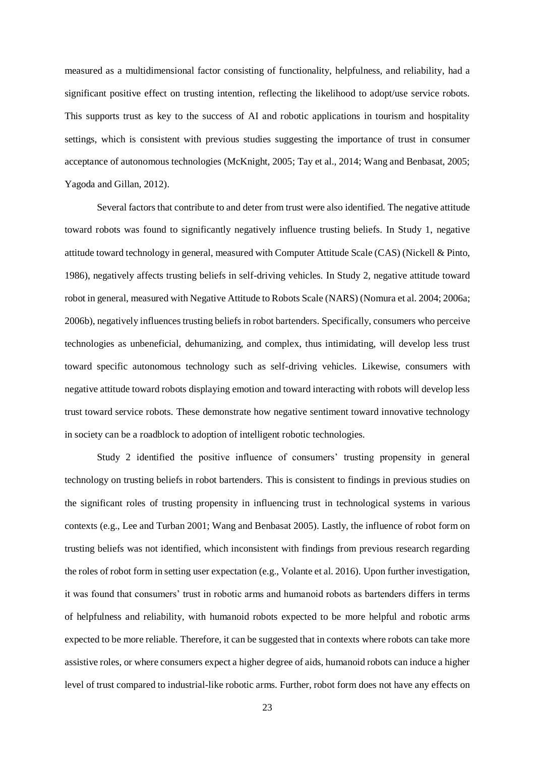measured as a multidimensional factor consisting of functionality, helpfulness, and reliability, had a significant positive effect on trusting intention, reflecting the likelihood to adopt/use service robots. This supports trust as key to the success of AI and robotic applications in tourism and hospitality settings, which is consistent with previous studies suggesting the importance of trust in consumer acceptance of autonomous technologies (McKnight, 2005; Tay et al., 2014; Wang and Benbasat, 2005; Yagoda and Gillan, 2012).

Several factors that contribute to and deter from trust were also identified. The negative attitude toward robots was found to significantly negatively influence trusting beliefs. In Study 1, negative attitude toward technology in general, measured with Computer Attitude Scale (CAS) (Nickell & Pinto, 1986), negatively affects trusting beliefs in self-driving vehicles. In Study 2, negative attitude toward robot in general, measured with Negative Attitude to Robots Scale (NARS) (Nomura et al. 2004; 2006a; 2006b), negatively influences trusting beliefs in robot bartenders. Specifically, consumers who perceive technologies as unbeneficial, dehumanizing, and complex, thus intimidating, will develop less trust toward specific autonomous technology such as self-driving vehicles. Likewise, consumers with negative attitude toward robots displaying emotion and toward interacting with robots will develop less trust toward service robots. These demonstrate how negative sentiment toward innovative technology in society can be a roadblock to adoption of intelligent robotic technologies.

Study 2 identified the positive influence of consumers' trusting propensity in general technology on trusting beliefs in robot bartenders. This is consistent to findings in previous studies on the significant roles of trusting propensity in influencing trust in technological systems in various contexts (e.g., Lee and Turban 2001; Wang and Benbasat 2005). Lastly, the influence of robot form on trusting beliefs was not identified, which inconsistent with findings from previous research regarding the roles of robot form in setting user expectation (e.g., Volante et al. 2016). Upon further investigation, it was found that consumers' trust in robotic arms and humanoid robots as bartenders differs in terms of helpfulness and reliability, with humanoid robots expected to be more helpful and robotic arms expected to be more reliable. Therefore, it can be suggested that in contexts where robots can take more assistive roles, or where consumers expect a higher degree of aids, humanoid robots can induce a higher level of trust compared to industrial-like robotic arms. Further, robot form does not have any effects on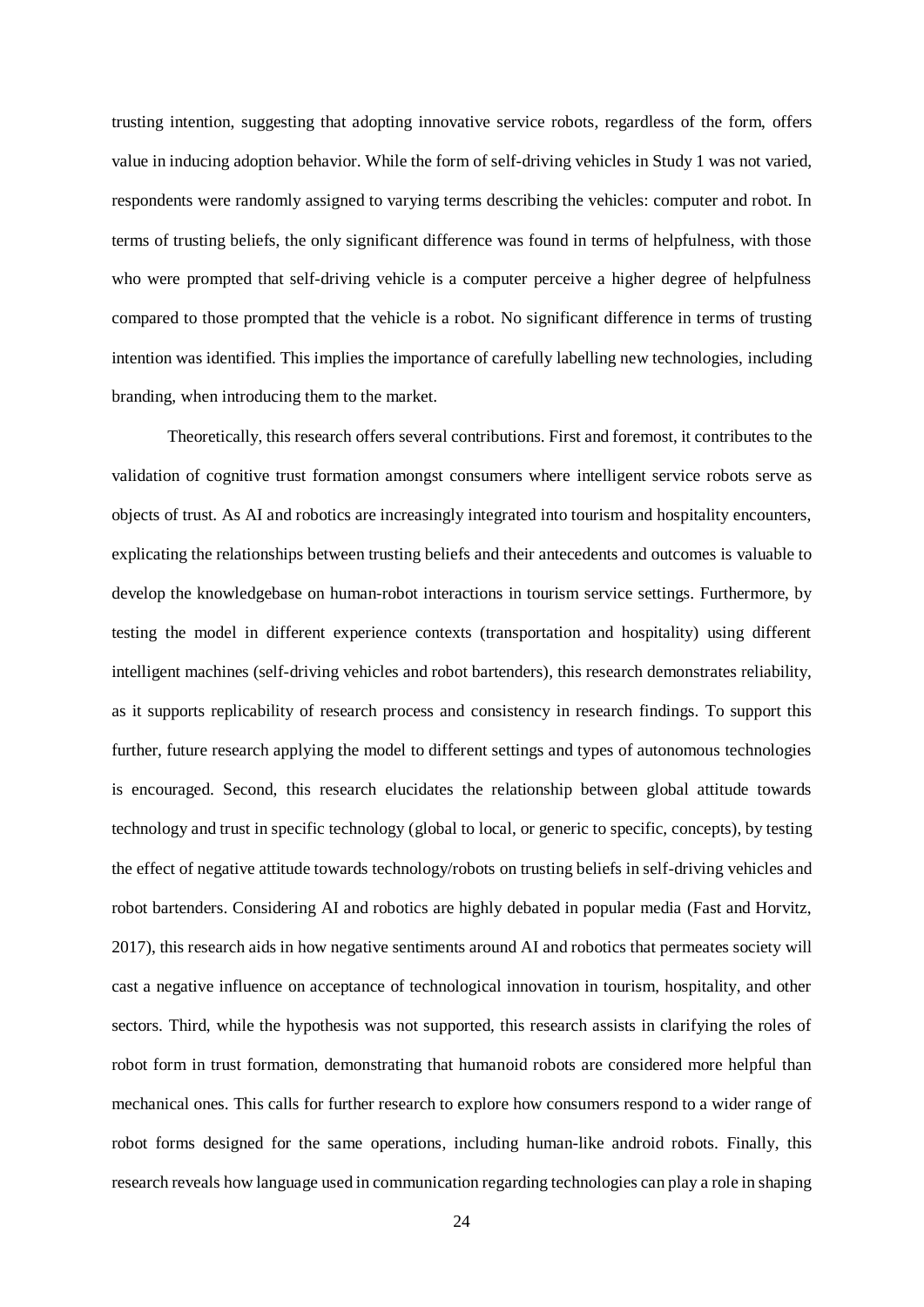trusting intention, suggesting that adopting innovative service robots, regardless of the form, offers value in inducing adoption behavior. While the form of self-driving vehicles in Study 1 was not varied, respondents were randomly assigned to varying terms describing the vehicles: computer and robot. In terms of trusting beliefs, the only significant difference was found in terms of helpfulness, with those who were prompted that self-driving vehicle is a computer perceive a higher degree of helpfulness compared to those prompted that the vehicle is a robot. No significant difference in terms of trusting intention was identified. This implies the importance of carefully labelling new technologies, including branding, when introducing them to the market.

Theoretically, this research offers several contributions. First and foremost, it contributes to the validation of cognitive trust formation amongst consumers where intelligent service robots serve as objects of trust. As AI and robotics are increasingly integrated into tourism and hospitality encounters, explicating the relationships between trusting beliefs and their antecedents and outcomes is valuable to develop the knowledgebase on human-robot interactions in tourism service settings. Furthermore, by testing the model in different experience contexts (transportation and hospitality) using different intelligent machines (self-driving vehicles and robot bartenders), this research demonstrates reliability, as it supports replicability of research process and consistency in research findings. To support this further, future research applying the model to different settings and types of autonomous technologies is encouraged. Second, this research elucidates the relationship between global attitude towards technology and trust in specific technology (global to local, or generic to specific, concepts), by testing the effect of negative attitude towards technology/robots on trusting beliefs in self-driving vehicles and robot bartenders. Considering AI and robotics are highly debated in popular media (Fast and Horvitz, 2017), this research aids in how negative sentiments around AI and robotics that permeates society will cast a negative influence on acceptance of technological innovation in tourism, hospitality, and other sectors. Third, while the hypothesis was not supported, this research assists in clarifying the roles of robot form in trust formation, demonstrating that humanoid robots are considered more helpful than mechanical ones. This calls for further research to explore how consumers respond to a wider range of robot forms designed for the same operations, including human-like android robots. Finally, this research reveals how language used in communication regarding technologies can play a role in shaping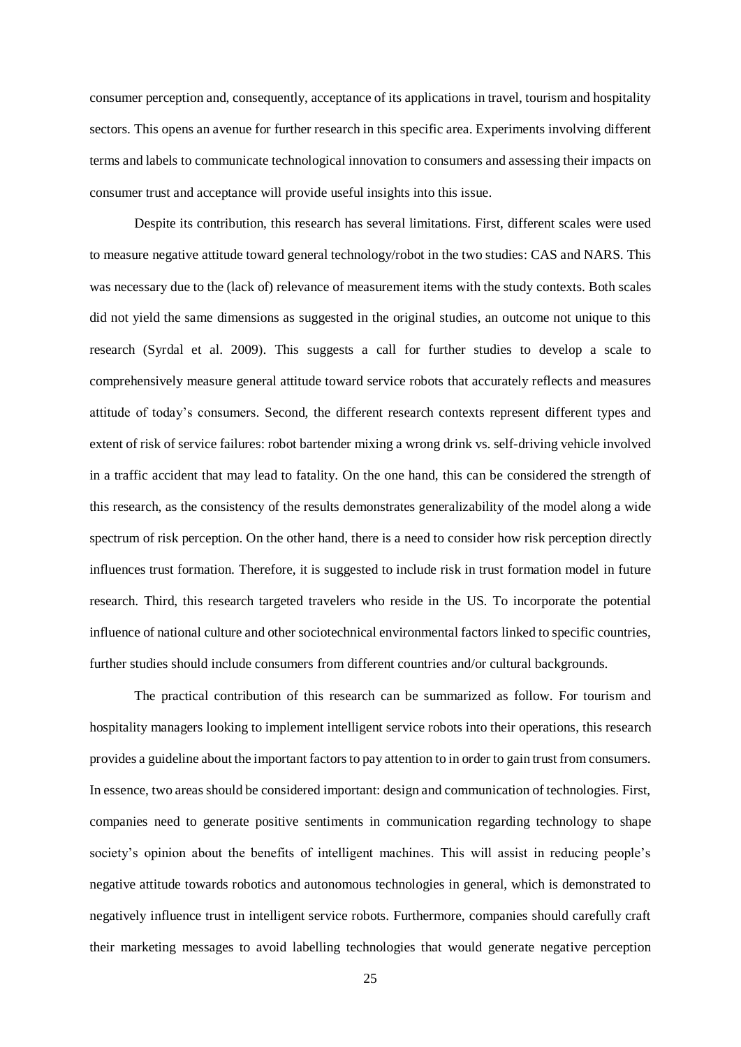consumer perception and, consequently, acceptance of its applications in travel, tourism and hospitality sectors. This opens an avenue for further research in this specific area. Experiments involving different terms and labels to communicate technological innovation to consumers and assessing their impacts on consumer trust and acceptance will provide useful insights into this issue.

Despite its contribution, this research has several limitations. First, different scales were used to measure negative attitude toward general technology/robot in the two studies: CAS and NARS. This was necessary due to the (lack of) relevance of measurement items with the study contexts. Both scales did not yield the same dimensions as suggested in the original studies, an outcome not unique to this research (Syrdal et al. 2009). This suggests a call for further studies to develop a scale to comprehensively measure general attitude toward service robots that accurately reflects and measures attitude of today's consumers. Second, the different research contexts represent different types and extent of risk of service failures: robot bartender mixing a wrong drink vs. self-driving vehicle involved in a traffic accident that may lead to fatality. On the one hand, this can be considered the strength of this research, as the consistency of the results demonstrates generalizability of the model along a wide spectrum of risk perception. On the other hand, there is a need to consider how risk perception directly influences trust formation. Therefore, it is suggested to include risk in trust formation model in future research. Third, this research targeted travelers who reside in the US. To incorporate the potential influence of national culture and other sociotechnical environmental factors linked to specific countries, further studies should include consumers from different countries and/or cultural backgrounds.

The practical contribution of this research can be summarized as follow. For tourism and hospitality managers looking to implement intelligent service robots into their operations, this research provides a guideline about the important factors to pay attention to in order to gain trust from consumers. In essence, two areas should be considered important: design and communication of technologies. First, companies need to generate positive sentiments in communication regarding technology to shape society's opinion about the benefits of intelligent machines. This will assist in reducing people's negative attitude towards robotics and autonomous technologies in general, which is demonstrated to negatively influence trust in intelligent service robots. Furthermore, companies should carefully craft their marketing messages to avoid labelling technologies that would generate negative perception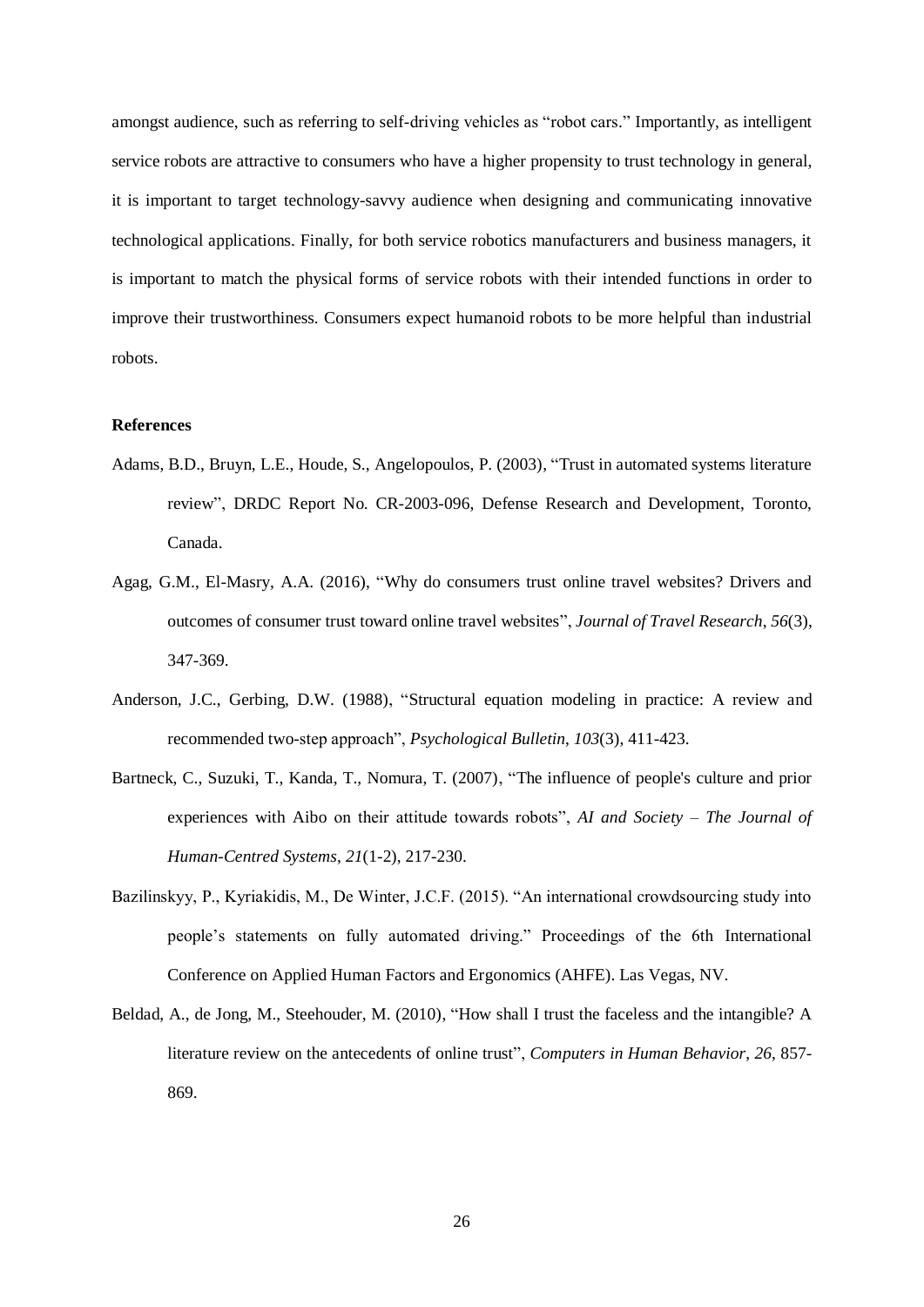amongst audience, such as referring to self-driving vehicles as "robot cars." Importantly, as intelligent service robots are attractive to consumers who have a higher propensity to trust technology in general, it is important to target technology-savvy audience when designing and communicating innovative technological applications. Finally, for both service robotics manufacturers and business managers, it is important to match the physical forms of service robots with their intended functions in order to improve their trustworthiness. Consumers expect humanoid robots to be more helpful than industrial robots.

**References**

Adams, B.D., Bruyn, L.E., Houde, S., Angelopoulos, P. (2003), "Trust in automated systems literature review", DRDC Report No. CR-2003-096, Defense Research and Development, Toronto, Canada.

Agag, G.M., El-Masry, A.A. (2016), "Why do consumers trust online travel websites? Drivers and outcomes of consumer trust toward online travel websites", *Journal of Travel Research*, *56*(3), 347-369.

Anderson, J.C., Gerbing, D.W. (1988), "Structural equation modeling in practice: A review and recommended two-step approach", *Psychological Bulletin*, *103*(3), 411-423.

Bartneck, C., Suzuki, T., Kanda, T., Nomura, T. (2007), "The influence of people's culture and prior experiences with Aibo on their attitude towards robots", *AI and Society – The Journal of Human-Centred Systems*, *21*(1-2), 217-230.

Bazilinskyy, P., Kyriakidis, M., De Winter, J.C.F. (2015). "An international crowdsourcing study into people's statements on fully automated driving." Proceedings of the 6th International Conference on Applied Human Factors and Ergonomics (AHFE). Las Vegas, NV.

Beldad, A., de Jong, M., Steehouder, M. (2010), "How shall I trust the faceless and the intangible? A literature review on the antecedents of online trust", *Computers in Human Behavior*, *26*, 857-869.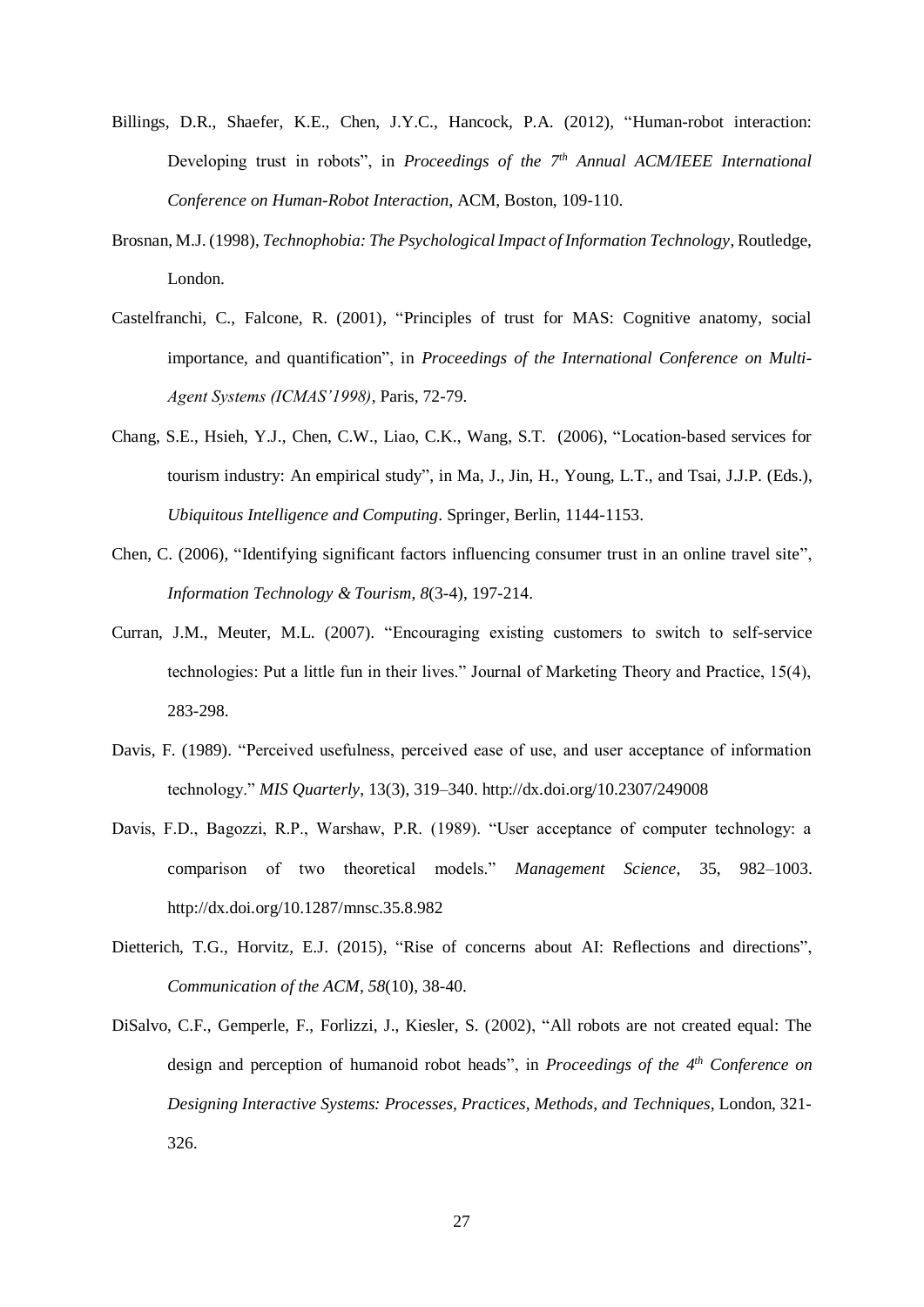Billings, D.R., Shaefer, K.E., Chen, J.Y.C., Hancock, P.A. (2012), "Human-robot interaction: Developing trust in robots", in *Proceedings of the 7th Annual ACM/IEEE International Conference on Human-Robot Interaction*, ACM, Boston, 109-110.

Brosnan, M.J. (1998), *Technophobia: The Psychological Impact of Information Technology*, Routledge, London.

Castelfranchi, C., Falcone, R. (2001), "Principles of trust for MAS: Cognitive anatomy, social importance, and quantification", in *Proceedings of the International Conference on Multi-Agent Systems (ICMAS'1998)*, Paris, 72-79.

Chang, S.E., Hsieh, Y.J., Chen, C.W., Liao, C.K., Wang, S.T. (2006), "Location-based services for tourism industry: An empirical study", in Ma, J., Jin, H., Young, L.T., and Tsai, J.J.P. (Eds.), *Ubiquitous Intelligence and Computing*. Springer, Berlin, 1144-1153.

Chen, C. (2006), "Identifying significant factors influencing consumer trust in an online travel site", *Information Technology & Tourism*, *8*(3-4), 197-214.

Curran, J.M., Meuter, M.L. (2007). "Encouraging existing customers to switch to self-service technologies: Put a little fun in their lives." Journal of Marketing Theory and Practice, 15(4), 283-298.

Davis, F. (1989). "Perceived usefulness, perceived ease of use, and user acceptance of information technology." *MIS Quarterly*, 13(3), 319–340. http://dx.doi.org/10.2307/249008

Davis, F.D., Bagozzi, R.P., Warshaw, P.R. (1989). "User acceptance of computer technology: a comparison of two theoretical models." *Management Science*, 35, 982–1003. http://dx.doi.org/10.1287/mnsc.35.8.982

Dietterich, T.G., Horvitz, E.J. (2015), "Rise of concerns about AI: Reflections and directions", *Communication of the ACM, 58*(10), 38-40.

DiSalvo, C.F., Gemperle, F., Forlizzi, J., Kiesler, S. (2002), "All robots are not created equal: The design and perception of humanoid robot heads", in *Proceedings of the 4th Conference on Designing Interactive Systems: Processes, Practices, Methods, and Techniques*, London, 321-326.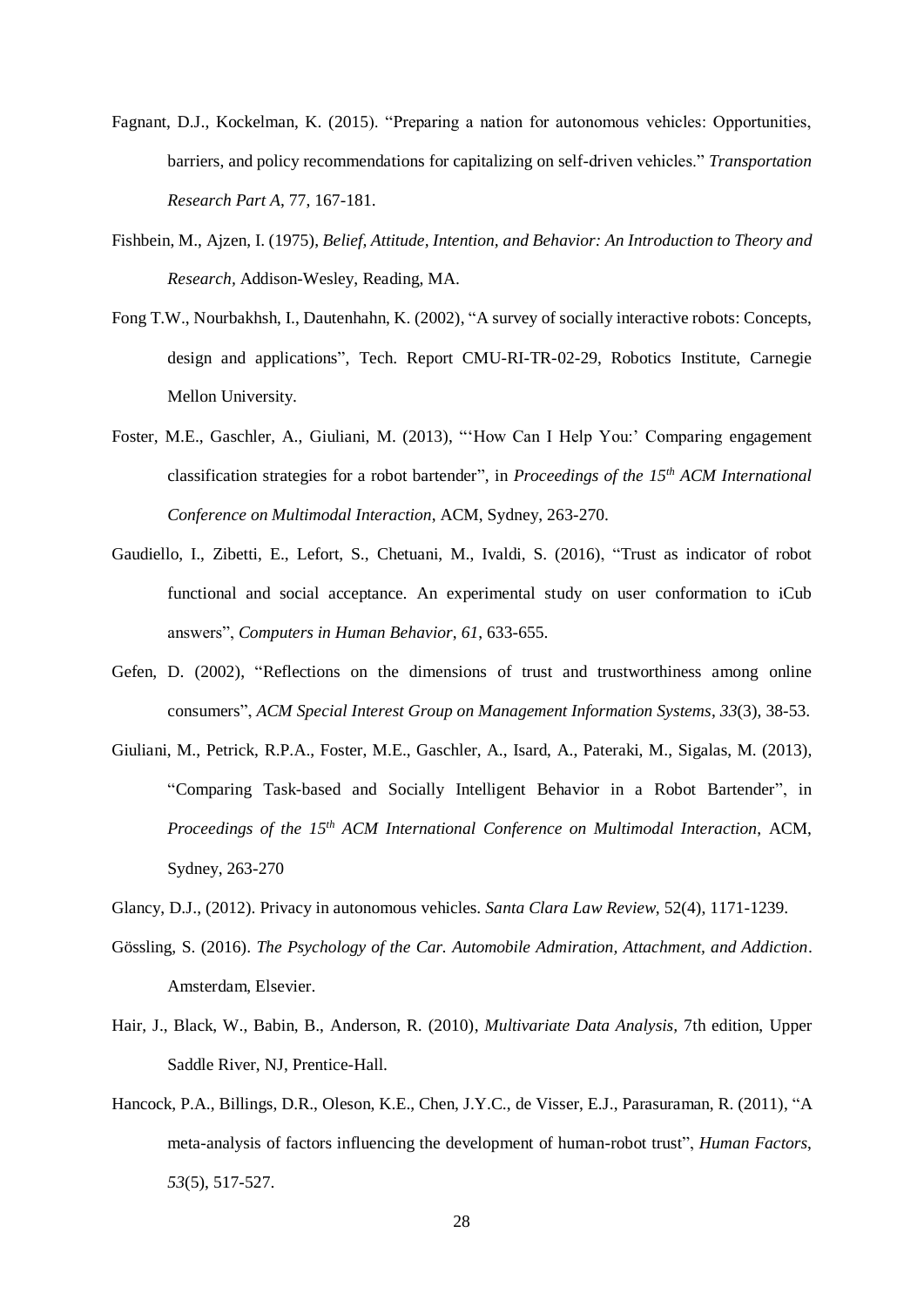Fagnant, D.J., Kockelman, K. (2015). "Preparing a nation for autonomous vehicles: Opportunities, barriers, and policy recommendations for capitalizing on self-driven vehicles." *Transportation Research Part A*, 77, 167-181.

Fishbein, M., Ajzen, I. (1975), *Belief, Attitude, Intention, and Behavior: An Introduction to Theory and Research*, Addison-Wesley, Reading, MA.

Fong T.W., Nourbakhsh, I., Dautenhahn, K. (2002), "A survey of socially interactive robots: Concepts, design and applications", Tech. Report CMU-RI-TR-02-29, Robotics Institute, Carnegie Mellon University.

Foster, M.E., Gaschler, A., Giuliani, M. (2013), "'How Can I Help You:' Comparing engagement classification strategies for a robot bartender", in *Proceedings of the 15th ACM International Conference on Multimodal Interaction*, ACM, Sydney, 263-270.

Gaudiello, I., Zibetti, E., Lefort, S., Chetuani, M., Ivaldi, S. (2016), "Trust as indicator of robot functional and social acceptance. An experimental study on user conformation to iCub answers", *Computers in Human Behavior*, *61*, 633-655.

Gefen, D. (2002), "Reflections on the dimensions of trust and trustworthiness among online consumers", *ACM Special Interest Group on Management Information Systems*, *33*(3), 38-53.

Giuliani, M., Petrick, R.P.A., Foster, M.E., Gaschler, A., Isard, A., Pateraki, M., Sigalas, M. (2013), "Comparing Task-based and Socially Intelligent Behavior in a Robot Bartender", in *Proceedings of the 15th ACM International Conference on Multimodal Interaction*, ACM, Sydney, 263-270

Glancy, D.J., (2012). Privacy in autonomous vehicles. *Santa Clara Law Review*, 52(4), 1171-1239.

Gössling, S. (2016). *The Psychology of the Car. Automobile Admiration, Attachment, and Addiction*. Amsterdam, Elsevier.

Hair, J., Black, W., Babin, B., Anderson, R. (2010), *Multivariate Data Analysis*, 7th edition, Upper Saddle River, NJ, Prentice-Hall.

Hancock, P.A., Billings, D.R., Oleson, K.E., Chen, J.Y.C., de Visser, E.J., Parasuraman, R. (2011), "A meta-analysis of factors influencing the development of human-robot trust", *Human Factors*, *53*(5), 517-527.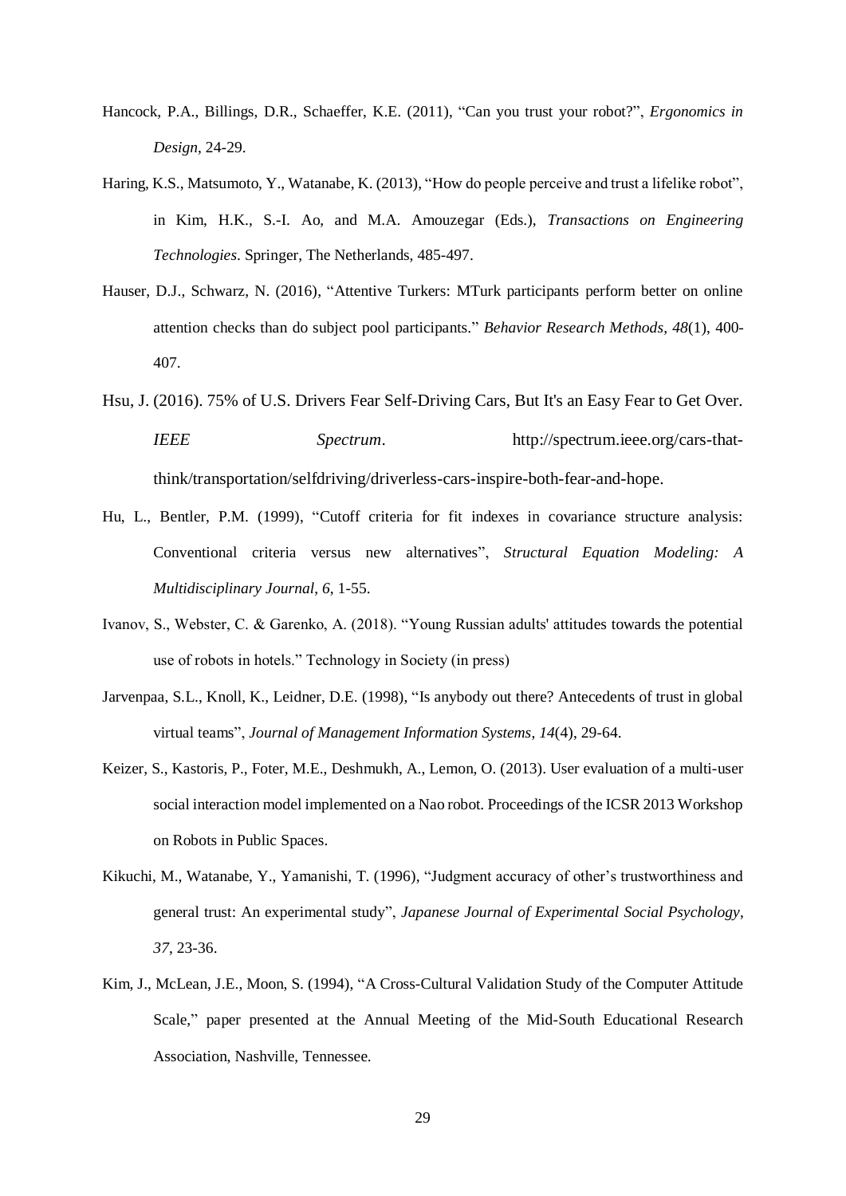Hancock, P.A., Billings, D.R., Schaeffer, K.E. (2011), "Can you trust your robot?", *Ergonomics in Design*, 24-29.

Haring, K.S., Matsumoto, Y., Watanabe, K. (2013), "How do people perceive and trust a lifelike robot", in Kim, H.K., S.-I. Ao, and M.A. Amouzegar (Eds.), *Transactions on Engineering Technologies*. Springer, The Netherlands, 485-497.

Hauser, D.J., Schwarz, N. (2016), "Attentive Turkers: MTurk participants perform better on online attention checks than do subject pool participants." *Behavior Research Methods*, *48*(1), 400-407.

Hsu, J. (2016). 75% of U.S. Drivers Fear Self-Driving Cars, But It's an Easy Fear to Get Over. *IEEE Spectrum*. http://spectrum.ieee.org/cars-that-think/transportation/selfdriving/driverless-cars-inspire-both-fear-and-hope.

Hu, L., Bentler, P.M. (1999), "Cutoff criteria for fit indexes in covariance structure analysis: Conventional criteria versus new alternatives", *Structural Equation Modeling: A Multidisciplinary Journal*, *6*, 1-55.

Ivanov, S., Webster, C. & Garenko, A. (2018). "Young Russian adults' attitudes towards the potential use of robots in hotels." Technology in Society (in press)

Jarvenpaa, S.L., Knoll, K., Leidner, D.E. (1998), "Is anybody out there? Antecedents of trust in global virtual teams", *Journal of Management Information Systems*, *14*(4), 29-64.

Keizer, S., Kastoris, P., Foter, M.E., Deshmukh, A., Lemon, O. (2013). User evaluation of a multi-user social interaction model implemented on a Nao robot. Proceedings of the ICSR 2013 Workshop on Robots in Public Spaces.

Kikuchi, M., Watanabe, Y., Yamanishi, T. (1996), "Judgment accuracy of other's trustworthiness and general trust: An experimental study", *Japanese Journal of Experimental Social Psychology*, *37*, 23-36.

Kim, J., McLean, J.E., Moon, S. (1994), "A Cross-Cultural Validation Study of the Computer Attitude Scale," paper presented at the Annual Meeting of the Mid-South Educational Research Association, Nashville, Tennessee.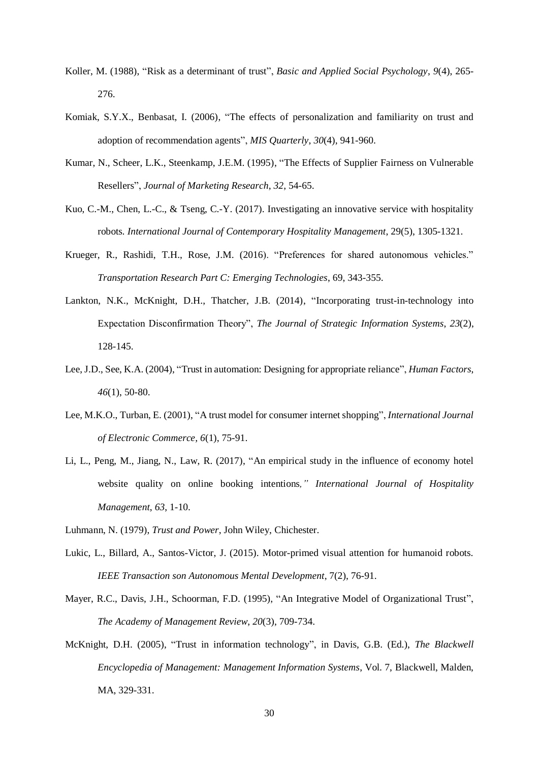Koller, M. (1988), “Risk as a determinant of trust”, *Basic and Applied Social Psychology*, *9*(4), 265-276.

Komiak, S.Y.X., Benbasat, I. (2006), “The effects of personalization and familiarity on trust and adoption of recommendation agents”, *MIS Quarterly*, *30*(4), 941-960.

Kumar, N., Scheer, L.K., Steenkamp, J.E.M. (1995), “The Effects of Supplier Fairness on Vulnerable Resellers”, *Journal of Marketing Research*, *32*, 54-65.

Kuo, C.-M., Chen, L.-C., & Tseng, C.-Y. (2017). Investigating an innovative service with hospitality robots. *International Journal of Contemporary Hospitality Management*, 29(5), 1305-1321.

Krueger, R., Rashidi, T.H., Rose, J.M. (2016). “Preferences for shared autonomous vehicles.” *Transportation Research Part C: Emerging Technologies*, 69, 343-355.

Lankton, N.K., McKnight, D.H., Thatcher, J.B. (2014), “Incorporating trust-in-technology into Expectation Disconfirmation Theory”, *The Journal of Strategic Information Systems*, *23*(2), 128-145.

Lee, J.D., See, K.A. (2004), “Trust in automation: Designing for appropriate reliance”, *Human Factors*, *46*(1), 50-80.

Lee, M.K.O., Turban, E. (2001), “A trust model for consumer internet shopping”, *International Journal of Electronic Commerce*, *6*(1), 75-91.

Li, L., Peng, M., Jiang, N., Law, R. (2017), “An empirical study in the influence of economy hotel website quality on online booking intentions*,” International Journal of Hospitality Management*, *63*, 1-10.

Luhmann, N. (1979), *Trust and Power*, John Wiley, Chichester.

Lukic, L., Billard, A., Santos-Victor, J. (2015). Motor-primed visual attention for humanoid robots. *IEEE Transaction son Autonomous Mental Development*, 7(2), 76-91.

Mayer, R.C., Davis, J.H., Schoorman, F.D. (1995), “An Integrative Model of Organizational Trust”, *The Academy of Management Review*, *20*(3), 709-734.

McKnight, D.H. (2005), “Trust in information technology”, in Davis, G.B. (Ed.), *The Blackwell Encyclopedia of Management: Management Information Systems*, Vol. 7, Blackwell, Malden, MA, 329-331.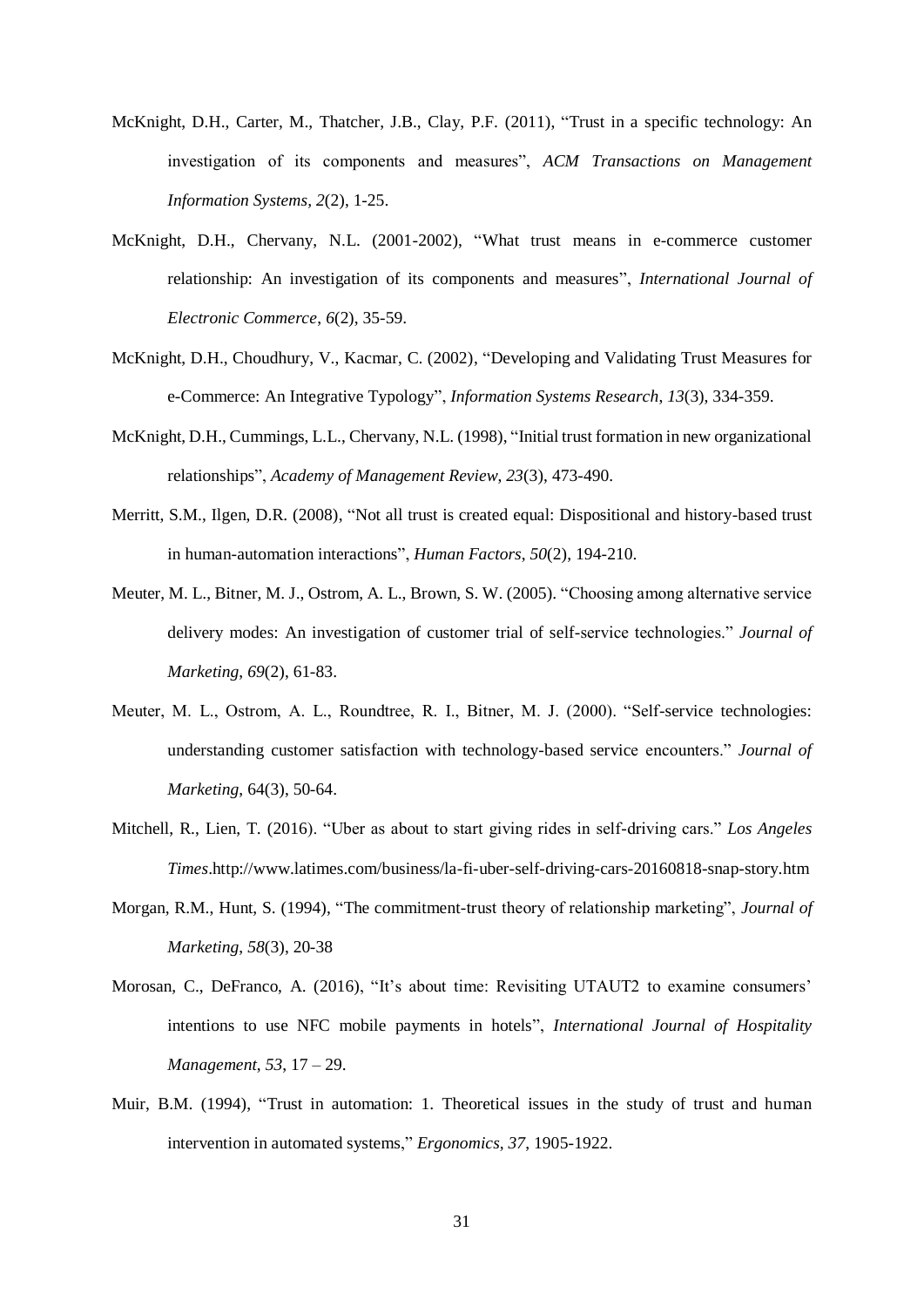McKnight, D.H., Carter, M., Thatcher, J.B., Clay, P.F. (2011), "Trust in a specific technology: An investigation of its components and measures", *ACM Transactions on Management Information Systems*, *2*(2), 1-25.

McKnight, D.H., Chervany, N.L. (2001-2002), "What trust means in e-commerce customer relationship: An investigation of its components and measures", *International Journal of Electronic Commerce*, *6*(2), 35-59.

McKnight, D.H., Choudhury, V., Kacmar, C. (2002), "Developing and Validating Trust Measures for e-Commerce: An Integrative Typology", *Information Systems Research*, *13*(3), 334-359.

McKnight, D.H., Cummings, L.L., Chervany, N.L. (1998), "Initial trust formation in new organizational relationships", *Academy of Management Review*, *23*(3), 473-490.

Merritt, S.M., Ilgen, D.R. (2008), "Not all trust is created equal: Dispositional and history-based trust in human-automation interactions", *Human Factors*, *50*(2), 194-210.

Meuter, M. L., Bitner, M. J., Ostrom, A. L., Brown, S. W. (2005). "Choosing among alternative service delivery modes: An investigation of customer trial of self-service technologies." *Journal of Marketing*, *69*(2), 61-83.

Meuter, M. L., Ostrom, A. L., Roundtree, R. I., Bitner, M. J. (2000). "Self-service technologies: understanding customer satisfaction with technology-based service encounters." *Journal of Marketing*, 64(3), 50-64.

Mitchell, R., Lien, T. (2016). "Uber as about to start giving rides in self-driving cars." *Los Angeles Times*.http://www.latimes.com/business/la-fi-uber-self-driving-cars-20160818-snap-story.htm

Morgan, R.M., Hunt, S. (1994), "The commitment-trust theory of relationship marketing", *Journal of Marketing*, *58*(3), 20-38

Morosan, C., DeFranco, A. (2016), "It's about time: Revisiting UTAUT2 to examine consumers' intentions to use NFC mobile payments in hotels", *International Journal of Hospitality Management*, *53*, 17 – 29.

Muir, B.M. (1994), "Trust in automation: 1. Theoretical issues in the study of trust and human intervention in automated systems," *Ergonomics*, *37*, 1905-1922.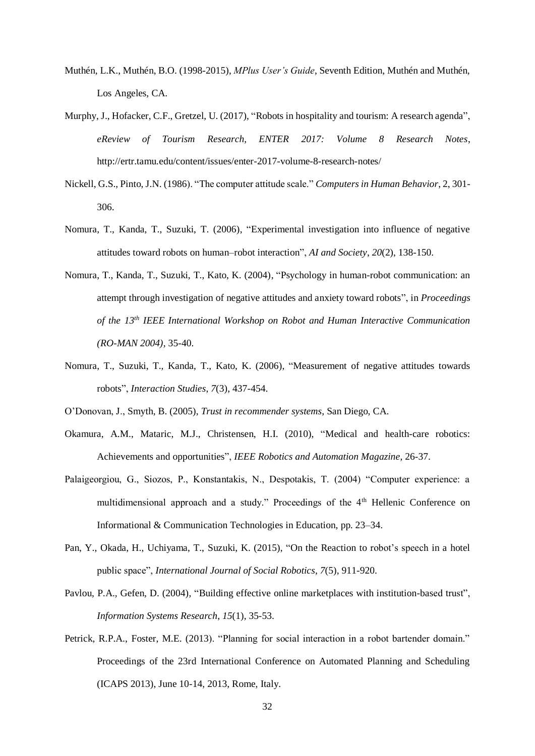Muthén, L.K., Muthén, B.O. (1998-2015), *MPlus User's Guide*, Seventh Edition, Muthén and Muthén, Los Angeles, CA.

Murphy, J., Hofacker, C.F., Gretzel, U. (2017), "Robots in hospitality and tourism: A research agenda", *eReview of Tourism Research, ENTER 2017: Volume 8 Research Notes*, http://ertr.tamu.edu/content/issues/enter-2017-volume-8-research-notes/

Nickell, G.S., Pinto, J.N. (1986). "The computer attitude scale." *Computers in Human Behavior*, 2, 301-306.

Nomura, T., Kanda, T., Suzuki, T. (2006), "Experimental investigation into influence of negative attitudes toward robots on human–robot interaction", *AI and Society*, *20*(2), 138-150.

Nomura, T., Kanda, T., Suzuki, T., Kato, K. (2004), "Psychology in human-robot communication: an attempt through investigation of negative attitudes and anxiety toward robots", in *Proceedings of the 13th IEEE International Workshop on Robot and Human Interactive Communication (RO-MAN 2004)*, 35-40.

Nomura, T., Suzuki, T., Kanda, T., Kato, K. (2006), "Measurement of negative attitudes towards robots", *Interaction Studies*, *7*(3), 437-454.

O'Donovan, J., Smyth, B. (2005), *Trust in recommender systems*, San Diego, CA.

Okamura, A.M., Mataric, M.J., Christensen, H.I. (2010), "Medical and health-care robotics: Achievements and opportunities", *IEEE Robotics and Automation Magazine*, 26-37.

Palaigeorgiou, G., Siozos, P., Konstantakis, N., Despotakis, T. (2004) "Computer experience: a multidimensional approach and a study." Proceedings of the 4th Hellenic Conference on Informational & Communication Technologies in Education, pp. 23–34.

Pan, Y., Okada, H., Uchiyama, T., Suzuki, K. (2015), "On the Reaction to robot's speech in a hotel public space", *International Journal of Social Robotics*, *7*(5), 911-920.

Pavlou, P.A., Gefen, D. (2004), "Building effective online marketplaces with institution-based trust", *Information Systems Research*, *15*(1), 35-53.

Petrick, R.P.A., Foster, M.E. (2013). "Planning for social interaction in a robot bartender domain." Proceedings of the 23rd International Conference on Automated Planning and Scheduling (ICAPS 2013), June 10-14, 2013, Rome, Italy.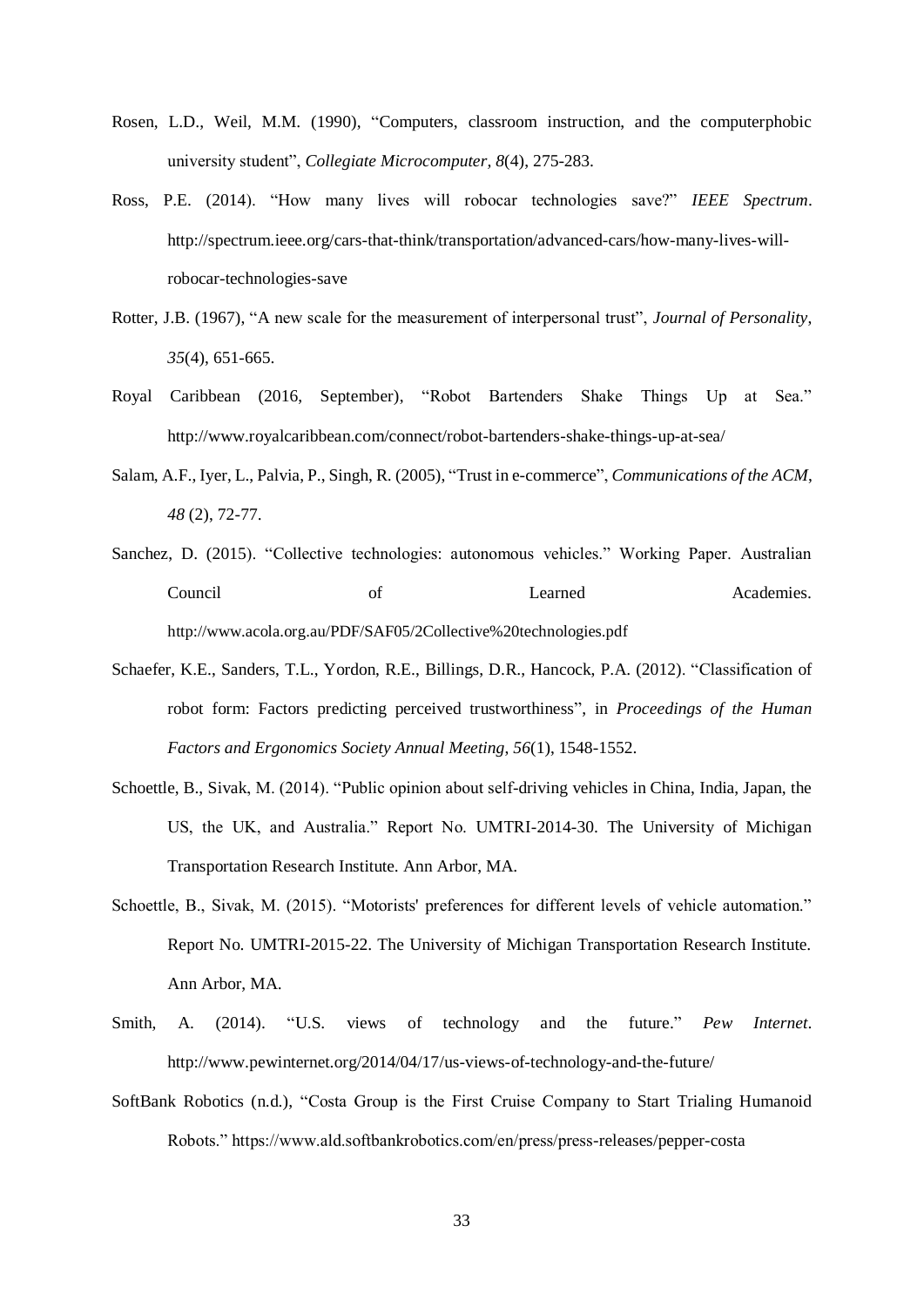Rosen, L.D., Weil, M.M. (1990), "Computers, classroom instruction, and the computerphobic university student", *Collegiate Microcomputer, 8*(4), 275-283.

Ross, P.E. (2014). "How many lives will robocar technologies save?" *IEEE Spectrum*. http://spectrum.ieee.org/cars-that-think/transportation/advanced-cars/how-many-lives-will-robocar-technologies-save

Rotter, J.B. (1967), "A new scale for the measurement of interpersonal trust", *Journal of Personality*, *35*(4), 651-665.

Royal Caribbean (2016, September), "Robot Bartenders Shake Things Up at Sea." http://www.royalcaribbean.com/connect/robot-bartenders-shake-things-up-at-sea/

Salam, A.F., Iyer, L., Palvia, P., Singh, R. (2005), "Trust in e-commerce", *Communications of the ACM*, *48* (2), 72-77.

Sanchez, D. (2015). "Collective technologies: autonomous vehicles." Working Paper. Australian Council of Learned Academies. http://www.acola.org.au/PDF/SAF05/2Collective%20technologies.pdf

Schaefer, K.E., Sanders, T.L., Yordon, R.E., Billings, D.R., Hancock, P.A. (2012). "Classification of robot form: Factors predicting perceived trustworthiness", in *Proceedings of the Human Factors and Ergonomics Society Annual Meeting, 56*(1), 1548-1552.

Schoettle, B., Sivak, M. (2014). "Public opinion about self-driving vehicles in China, India, Japan, the US, the UK, and Australia." Report No. UMTRI-2014-30. The University of Michigan Transportation Research Institute. Ann Arbor, MA.

Schoettle, B., Sivak, M. (2015). "Motorists' preferences for different levels of vehicle automation." Report No. UMTRI-2015-22. The University of Michigan Transportation Research Institute. Ann Arbor, MA.

Smith, A. (2014). "U.S. views of technology and the future." *Pew Internet*. http://www.pewinternet.org/2014/04/17/us-views-of-technology-and-the-future/

SoftBank Robotics (n.d.), "Costa Group is the First Cruise Company to Start Trialing Humanoid Robots." https://www.ald.softbankrobotics.com/en/press/press-releases/pepper-costa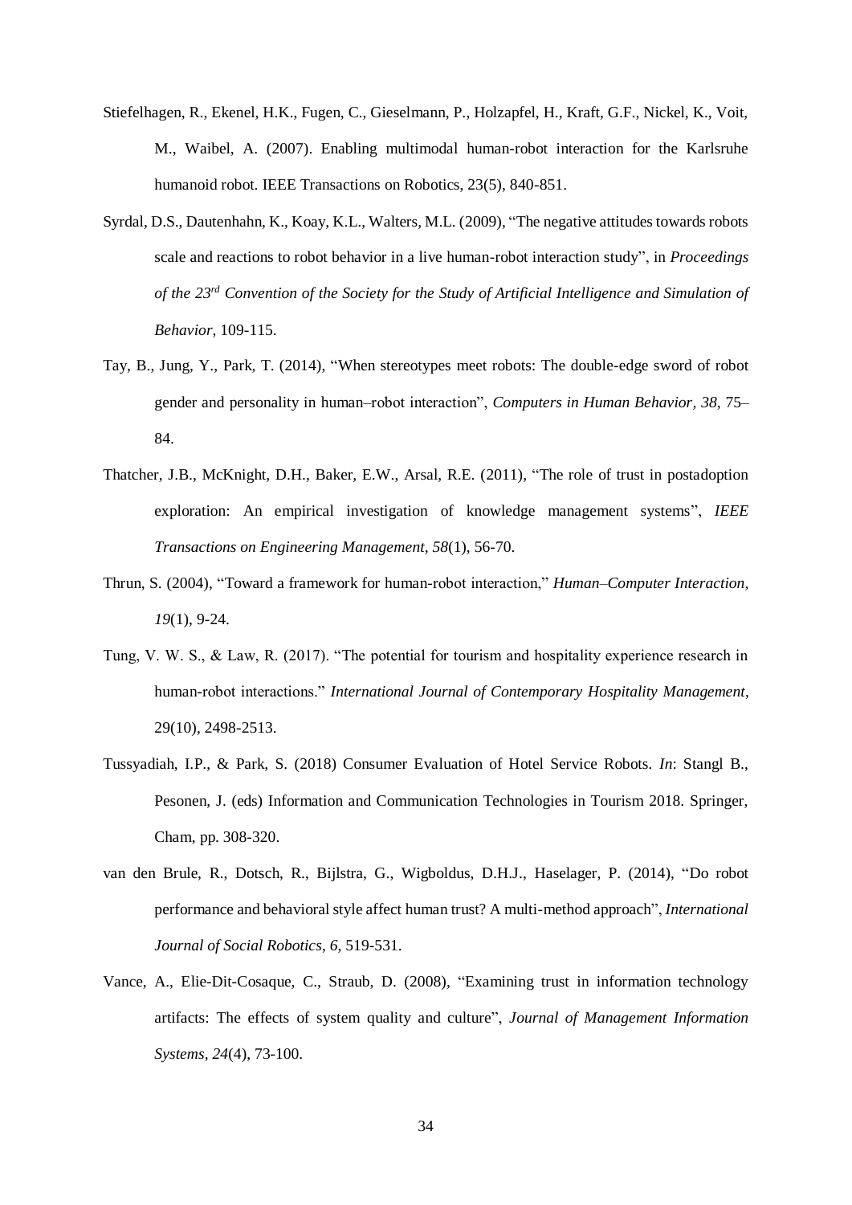Stiefelhagen, R., Ekenel, H.K., Fugen, C., Gieselmann, P., Holzapfel, H., Kraft, G.F., Nickel, K., Voit, M., Waibel, A. (2007). Enabling multimodal human-robot interaction for the Karlsruhe humanoid robot. IEEE Transactions on Robotics, 23(5), 840-851.

Syrdal, D.S., Dautenhahn, K., Koay, K.L., Walters, M.L. (2009), "The negative attitudes towards robots scale and reactions to robot behavior in a live human-robot interaction study", in *Proceedings of the 23rd Convention of the Society for the Study of Artificial Intelligence and Simulation of Behavior*, 109-115.

Tay, B., Jung, Y., Park, T. (2014), "When stereotypes meet robots: The double-edge sword of robot gender and personality in human–robot interaction", *Computers in Human Behavior, 38*, 75–84.

Thatcher, J.B., McKnight, D.H., Baker, E.W., Arsal, R.E. (2011), "The role of trust in postadoption exploration: An empirical investigation of knowledge management systems", *IEEE Transactions on Engineering Management*, *58*(1), 56-70.

Thrun, S. (2004), "Toward a framework for human-robot interaction," *Human–Computer Interaction*, *19*(1), 9-24.

Tung, V. W. S., & Law, R. (2017). "The potential for tourism and hospitality experience research in human-robot interactions." *International Journal of Contemporary Hospitality Management*, 29(10), 2498-2513.

Tussyadiah, I.P., & Park, S. (2018) Consumer Evaluation of Hotel Service Robots. *In*: Stangl B., Pesonen, J. (eds) Information and Communication Technologies in Tourism 2018. Springer, Cham, pp. 308-320.

van den Brule, R., Dotsch, R., Bijlstra, G., Wigboldus, D.H.J., Haselager, P. (2014), "Do robot performance and behavioral style affect human trust? A multi-method approach", *International Journal of Social Robotics*, *6*, 519-531.

Vance, A., Elie-Dit-Cosaque, C., Straub, D. (2008), "Examining trust in information technology artifacts: The effects of system quality and culture", *Journal of Management Information Systems*, *24*(4), 73-100.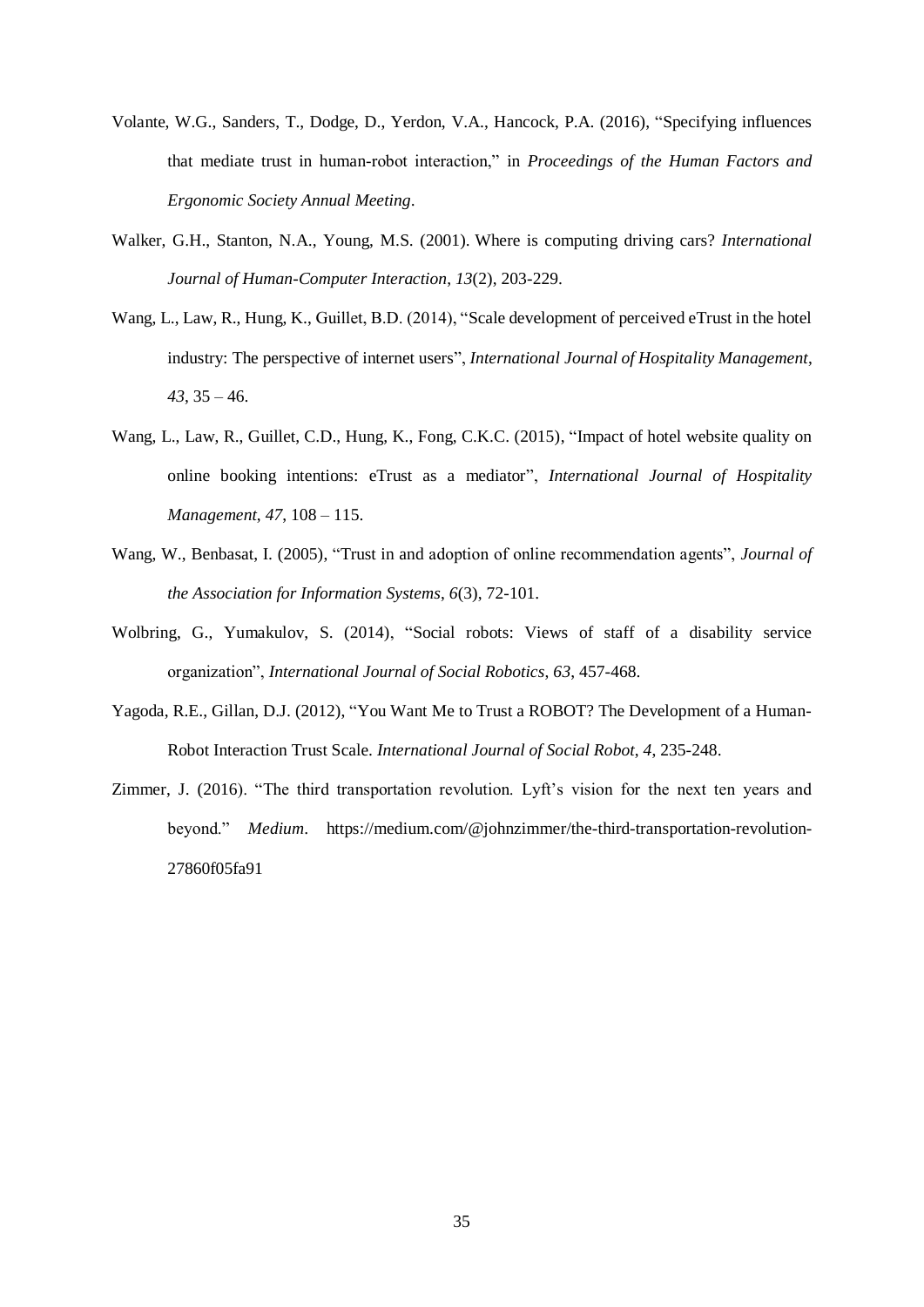Volante, W.G., Sanders, T., Dodge, D., Yerdon, V.A., Hancock, P.A. (2016), "Specifying influences that mediate trust in human-robot interaction," in *Proceedings of the Human Factors and Ergonomic Society Annual Meeting*.

Walker, G.H., Stanton, N.A., Young, M.S. (2001). Where is computing driving cars? *International Journal of Human-Computer Interaction*, *13*(2), 203-229.

Wang, L., Law, R., Hung, K., Guillet, B.D. (2014), "Scale development of perceived eTrust in the hotel industry: The perspective of internet users", *International Journal of Hospitality Management*, *43*, 35 – 46.

Wang, L., Law, R., Guillet, C.D., Hung, K., Fong, C.K.C. (2015), "Impact of hotel website quality on online booking intentions: eTrust as a mediator", *International Journal of Hospitality Management*, *47*, 108 – 115.

Wang, W., Benbasat, I. (2005), "Trust in and adoption of online recommendation agents", *Journal of the Association for Information Systems*, *6*(3), 72-101.

Wolbring, G., Yumakulov, S. (2014), "Social robots: Views of staff of a disability service organization", *International Journal of Social Robotics*, *63*, 457-468.

Yagoda, R.E., Gillan, D.J. (2012), "You Want Me to Trust a ROBOT? The Development of a Human-Robot Interaction Trust Scale. *International Journal of Social Robot*, *4*, 235-248.

Zimmer, J. (2016). "The third transportation revolution. Lyft's vision for the next ten years and beyond." *Medium*. https://medium.com/@johnzimmer/the-third-transportation-revolution-27860f05fa91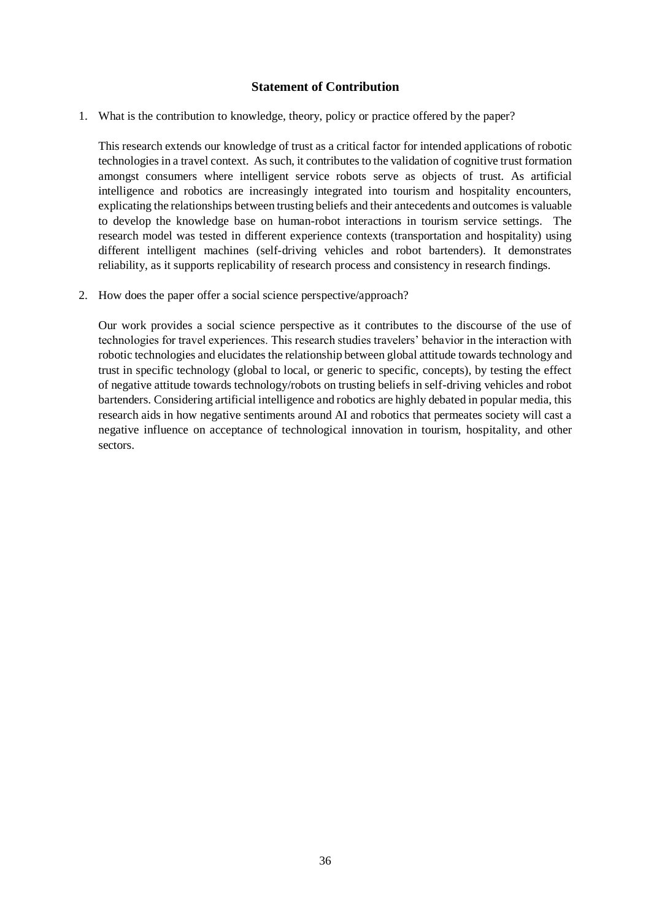**Statement of Contribution**

1. What is the contribution to knowledge, theory, policy or practice offered by the paper?

   This research extends our knowledge of trust as a critical factor for intended applications of robotic technologies in a travel context. As such, it contributes to the validation of cognitive trust formation amongst consumers where intelligent service robots serve as objects of trust. As artificial intelligence and robotics are increasingly integrated into tourism and hospitality encounters, explicating the relationships between trusting beliefs and their antecedents and outcomes is valuable to develop the knowledge base on human-robot interactions in tourism service settings. The research model was tested in different experience contexts (transportation and hospitality) using different intelligent machines (self-driving vehicles and robot bartenders). It demonstrates reliability, as it supports replicability of research process and consistency in research findings.

2. How does the paper offer a social science perspective/approach?

   Our work provides a social science perspective as it contributes to the discourse of the use of technologies for travel experiences. This research studies travelers' behavior in the interaction with robotic technologies and elucidates the relationship between global attitude towards technology and trust in specific technology (global to local, or generic to specific, concepts), by testing the effect of negative attitude towards technology/robots on trusting beliefs in self-driving vehicles and robot bartenders. Considering artificial intelligence and robotics are highly debated in popular media, this research aids in how negative sentiments around AI and robotics that permeates society will cast a negative influence on acceptance of technological innovation in tourism, hospitality, and other sectors.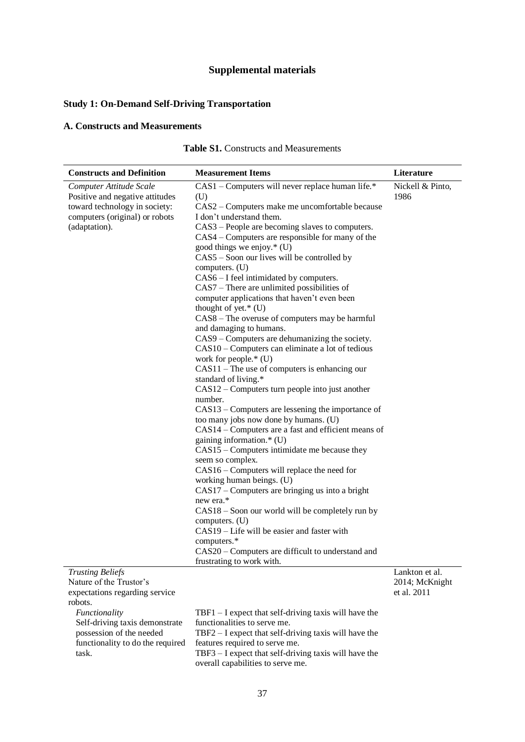# Supplemental materials

## Study 1: On-Demand Self-Driving Transportation

### A. Constructs and Measurements

**Table S1.** Constructs and Measurements

| Constructs and Definition | Measurement Items | Literature |
|---|---|---|
| *Computer Attitude Scale*<br>Positive and negative attitudes toward technology in society: computers (original) or robots (adaptation). | CAS1 – Computers will never replace human life.* (U)<br>CAS2 – Computers make me uncomfortable because I don't understand them.<br>CAS3 – People are becoming slaves to computers.<br>CAS4 – Computers are responsible for many of the good things we enjoy.* (U)<br>CAS5 – Soon our lives will be controlled by computers. (U)<br>CAS6 – I feel intimidated by computers.<br>CAS7 – There are unlimited possibilities of computer applications that haven't even been thought of yet.* (U)<br>CAS8 – The overuse of computers may be harmful and damaging to humans.<br>CAS9 – Computers are dehumanizing the society.<br>CAS10 – Computers can eliminate a lot of tedious work for people.* (U)<br>CAS11 – The use of computers is enhancing our standard of living.*<br>CAS12 – Computers turn people into just another number.<br>CAS13 – Computers are lessening the importance of too many jobs now done by humans. (U)<br>CAS14 – Computers are a fast and efficient means of gaining information.* (U)<br>CAS15 – Computers intimidate me because they seem so complex.<br>CAS16 – Computers will replace the need for working human beings. (U)<br>CAS17 – Computers are bringing us into a bright new era.*<br>CAS18 – Soon our world will be completely run by computers. (U)<br>CAS19 – Life will be easier and faster with computers.*<br>CAS20 – Computers are difficult to understand and frustrating to work with. | Nickell & Pinto, 1986 |
| *Trusting Beliefs*<br>Nature of the Trustor's expectations regarding service robots. | | Lankton et al. 2014; McKnight et al. 2011 |
| *Functionality*<br>Self-driving taxis demonstrate possession of the needed functionality to do the required task. | TBF1 – I expect that self-driving taxis will have the functionalities to serve me.<br>TBF2 – I expect that self-driving taxis will have the features required to serve me.<br>TBF3 – I expect that self-driving taxis will have the overall capabilities to serve me. | |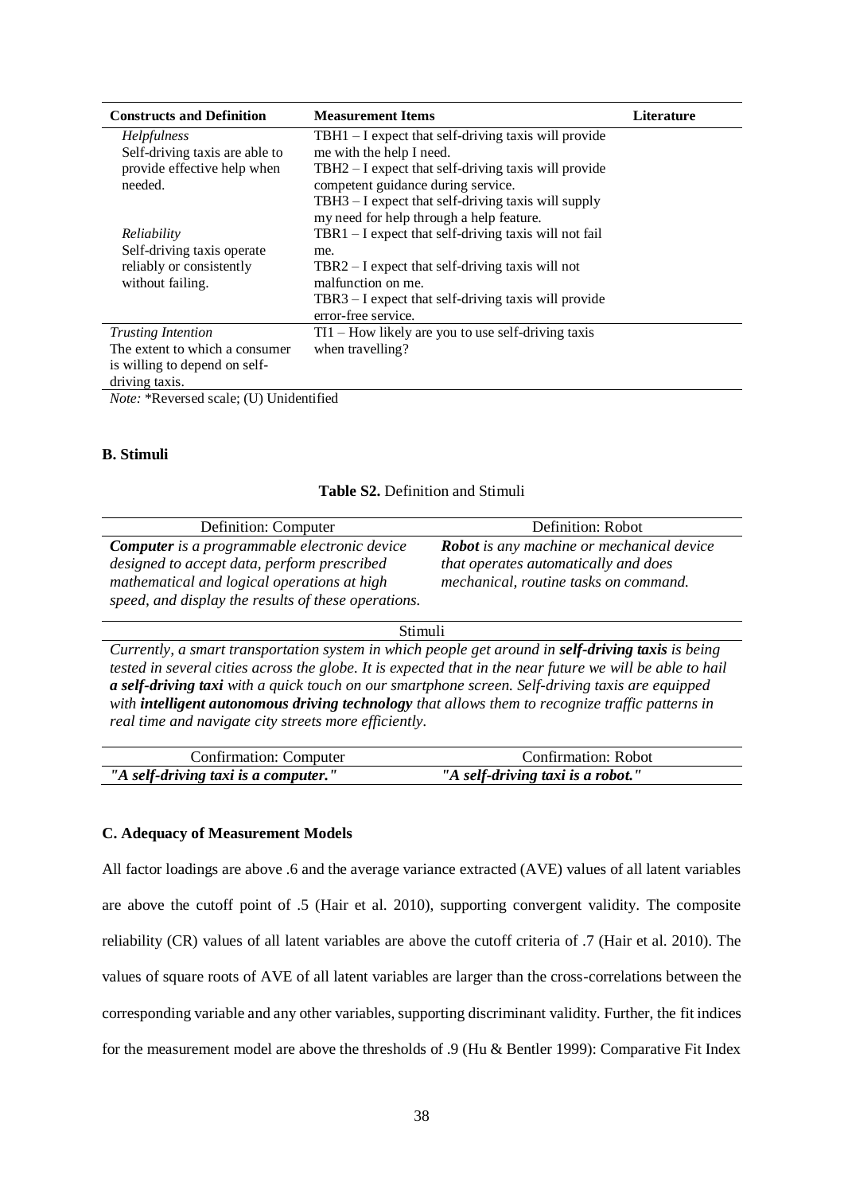| Constructs and Definition | Measurement Items | Literature |
|---|---|---|
| *Helpfulness*<br>Self-driving taxis are able to provide effective help when needed. | TBH1 – I expect that self-driving taxis will provide me with the help I need.<br>TBH2 – I expect that self-driving taxis will provide competent guidance during service.<br>TBH3 – I expect that self-driving taxis will supply my need for help through a help feature. | |
| *Reliability*<br>Self-driving taxis operate reliably or consistently without failing. | TBR1 – I expect that self-driving taxis will not fail me.<br>TBR2 – I expect that self-driving taxis will not malfunction on me.<br>TBR3 – I expect that self-driving taxis will provide error-free service. | |
| *Trusting Intention*<br>The extent to which a consumer is willing to depend on self-driving taxis. | TI1 – How likely are you to use self-driving taxis when travelling? | |

*Note:* *Reversed scale; (U) Unidentified

### B. Stimuli

**Table S2.** Definition and Stimuli

| Definition: Computer | Definition: Robot |
|---|---|
| ***Computer*** *is a programmable electronic device designed to accept data, perform prescribed mathematical and logical operations at high speed, and display the results of these operations.* | ***Robot*** *is any machine or mechanical device that operates automatically and does mechanical, routine tasks on command.* |

| Stimuli |
|---|
| *Currently, a smart transportation system in which people get around in* ***self-driving taxis*** *is being tested in several cities across the globe. It is expected that in the near future we will be able to hail* ***a self-driving taxi*** *with a quick touch on our smartphone screen. Self-driving taxis are equipped with* ***intelligent autonomous driving technology*** *that allows them to recognize traffic patterns in real time and navigate city streets more efficiently.* |

| Confirmation: Computer | Confirmation: Robot |
|---|---|
| ***"A self-driving taxi is a computer."*** | ***"A self-driving taxi is a robot."*** |

### C. Adequacy of Measurement Models

All factor loadings are above .6 and the average variance extracted (AVE) values of all latent variables are above the cutoff point of .5 (Hair et al. 2010), supporting convergent validity. The composite reliability (CR) values of all latent variables are above the cutoff criteria of .7 (Hair et al. 2010). The values of square roots of AVE of all latent variables are larger than the cross-correlations between the corresponding variable and any other variables, supporting discriminant validity. Further, the fit indices for the measurement model are above the thresholds of .9 (Hu & Bentler 1999): Comparative Fit Index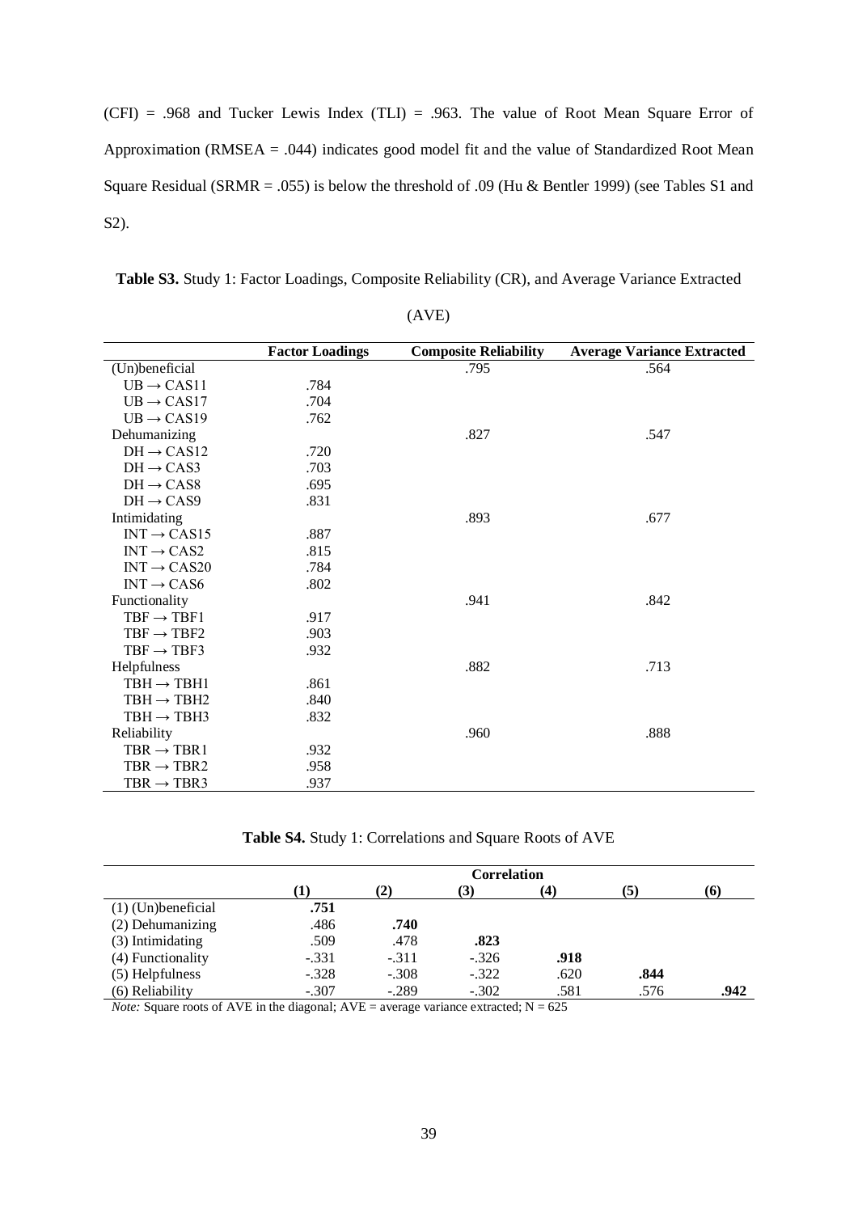(CFI) = .968 and Tucker Lewis Index (TLI) = .963. The value of Root Mean Square Error of Approximation (RMSEA = .044) indicates good model fit and the value of Standardized Root Mean Square Residual (SRMR = .055) is below the threshold of .09 (Hu & Bentler 1999) (see Tables S1 and S2).

**Table S3.** Study 1: Factor Loadings, Composite Reliability (CR), and Average Variance Extracted (AVE)

| | **Factor Loadings** | **Composite Reliability** | **Average Variance Extracted** |
|---|---|---|---|
| (Un)beneficial | | .795 | .564 |
| UB → CAS11 | .784 | | |
| UB → CAS17 | .704 | | |
| UB → CAS19 | .762 | | |
| Dehumanizing | | .827 | .547 |
| DH → CAS12 | .720 | | |
| DH → CAS3 | .703 | | |
| DH → CAS8 | .695 | | |
| DH → CAS9 | .831 | | |
| Intimidating | | .893 | .677 |
| INT → CAS15 | .887 | | |
| INT → CAS2 | .815 | | |
| INT → CAS20 | .784 | | |
| INT → CAS6 | .802 | | |
| Functionality | | .941 | .842 |
| TBF → TBF1 | .917 | | |
| TBF → TBF2 | .903 | | |
| TBF → TBF3 | .932 | | |
| Helpfulness | | .882 | .713 |
| TBH → TBH1 | .861 | | |
| TBH → TBH2 | .840 | | |
| TBH → TBH3 | .832 | | |
| Reliability | | .960 | .888 |
| TBR → TBR1 | .932 | | |
| TBR → TBR2 | .958 | | |
| TBR → TBR3 | .937 | | |

**Table S4.** Study 1: Correlations and Square Roots of AVE

| | **Correlation** | | | | | |
|---|---|---|---|---|---|---|
| | **(1)** | **(2)** | **(3)** | **(4)** | **(5)** | **(6)** |
| (1) (Un)beneficial | **.751** | | | | | |
| (2) Dehumanizing | .486 | **.740** | | | | |
| (3) Intimidating | .509 | .478 | **.823** | | | |
| (4) Functionality | -.331 | -.311 | -.326 | **.918** | | |
| (5) Helpfulness | -.328 | -.308 | -.322 | .620 | **.844** | |
| (6) Reliability | -.307 | -.289 | -.302 | .581 | .576 | **.942** |

*Note:* Square roots of AVE in the diagonal; AVE = average variance extracted; N = 625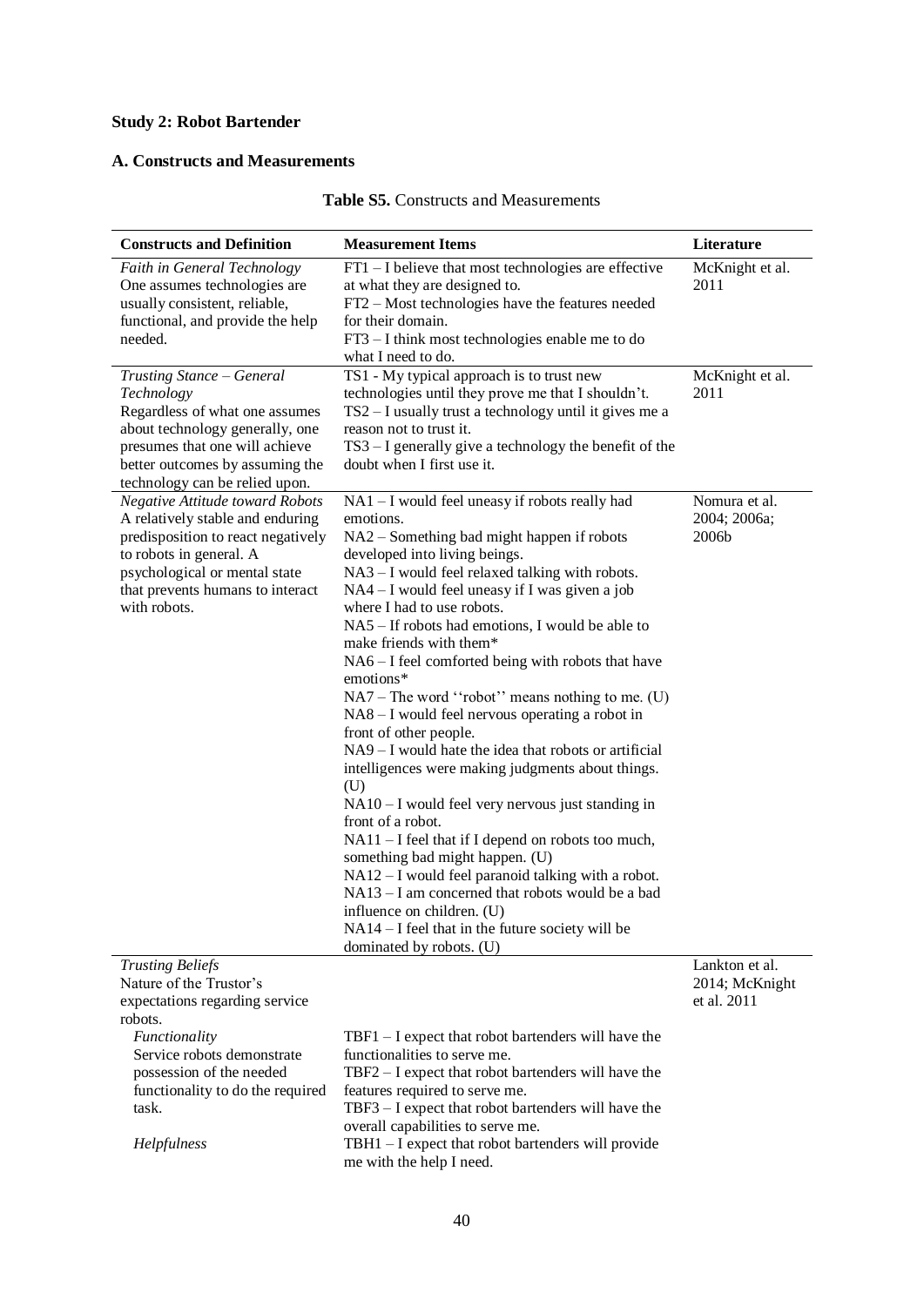**Study 2: Robot Bartender**

**A. Constructs and Measurements**

**Table S5.** Constructs and Measurements

| Constructs and Definition | Measurement Items | Literature |
|---|---|---|
| *Faith in General Technology* One assumes technologies are usually consistent, reliable, functional, and provide the help needed. | FT1 – I believe that most technologies are effective at what they are designed to. FT2 – Most technologies have the features needed for their domain. FT3 – I think most technologies enable me to do what I need to do. | McKnight et al. 2011 |
| *Trusting Stance – General Technology* Regardless of what one assumes about technology generally, one presumes that one will achieve better outcomes by assuming the technology can be relied upon. | TS1 - My typical approach is to trust new technologies until they prove me that I shouldn't. TS2 – I usually trust a technology until it gives me a reason not to trust it. TS3 – I generally give a technology the benefit of the doubt when I first use it. | McKnight et al. 2011 |
| *Negative Attitude toward Robots* A relatively stable and enduring predisposition to react negatively to robots in general. A psychological or mental state that prevents humans to interact with robots. | NA1 – I would feel uneasy if robots really had emotions. NA2 – Something bad might happen if robots developed into living beings. NA3 – I would feel relaxed talking with robots. NA4 – I would feel uneasy if I was given a job where I had to use robots. NA5 – If robots had emotions, I would be able to make friends with them* NA6 – I feel comforted being with robots that have emotions* NA7 – The word ''robot'' means nothing to me. (U) NA8 – I would feel nervous operating a robot in front of other people. NA9 – I would hate the idea that robots or artificial intelligences were making judgments about things. (U) NA10 – I would feel very nervous just standing in front of a robot. NA11 – I feel that if I depend on robots too much, something bad might happen. (U) NA12 – I would feel paranoid talking with a robot. NA13 – I am concerned that robots would be a bad influence on children. (U) NA14 – I feel that in the future society will be dominated by robots. (U) | Nomura et al. 2004; 2006a; 2006b |
| *Trusting Beliefs* Nature of the Trustor's expectations regarding service robots. | | Lankton et al. 2014; McKnight et al. 2011 |
| *Functionality* Service robots demonstrate possession of the needed functionality to do the required task. | TBF1 – I expect that robot bartenders will have the functionalities to serve me. TBF2 – I expect that robot bartenders will have the features required to serve me. TBF3 – I expect that robot bartenders will have the overall capabilities to serve me. | |
| *Helpfulness* | TBH1 – I expect that robot bartenders will provide me with the help I need. | |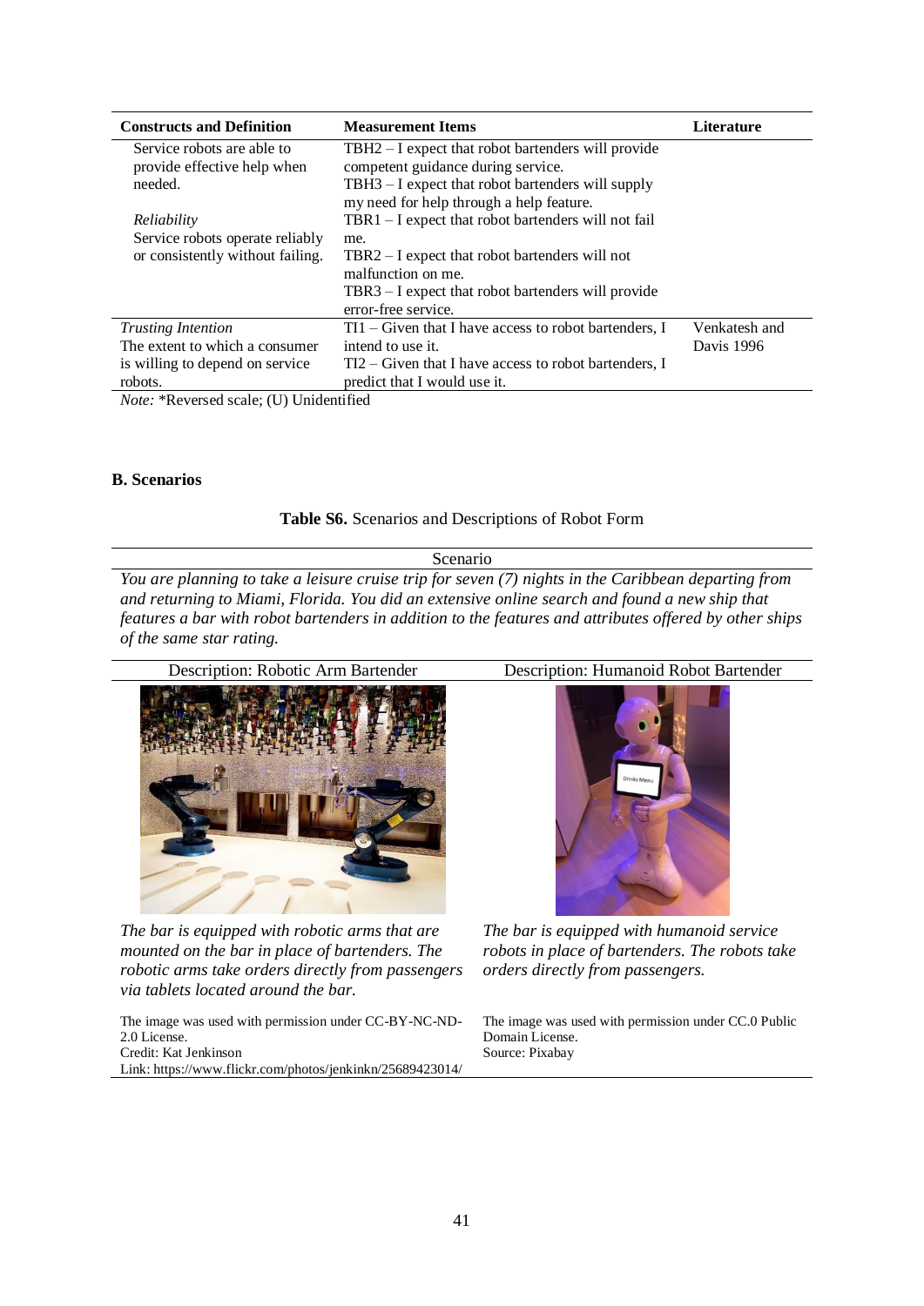| Constructs and Definition | Measurement Items | Literature |
|---|---|---|
| Service robots are able to provide effective help when needed. | TBH2 – I expect that robot bartenders will provide competent guidance during service. | |
| | TBH3 – I expect that robot bartenders will supply my need for help through a help feature. | |
| *Reliability* Service robots operate reliably or consistently without failing. | TBR1 – I expect that robot bartenders will not fail me. | |
| | TBR2 – I expect that robot bartenders will not malfunction on me. | |
| | TBR3 – I expect that robot bartenders will provide error-free service. | |
| *Trusting Intention* The extent to which a consumer is willing to depend on service robots. | TI1 – Given that I have access to robot bartenders, I intend to use it. | Venkatesh and Davis 1996 |
| | TI2 – Given that I have access to robot bartenders, I predict that I would use it. | |

*Note:* *Reversed scale; (U) Unidentified

## B. Scenarios

**Table S6.** Scenarios and Descriptions of Robot Form

| Scenario | |
|---|---|
| *You are planning to take a leisure cruise trip for seven (7) nights in the Caribbean departing from and returning to Miami, Florida. You did an extensive online search and found a new ship that features a bar with robot bartenders in addition to the features and attributes offered by other ships of the same star rating.* | |
| Description: Robotic Arm Bartender | Description: Humanoid Robot Bartender |
| *The bar is equipped with robotic arms that are mounted on the bar in place of bartenders. The robotic arms take orders directly from passengers via tablets located around the bar.* | *The bar is equipped with humanoid service robots in place of bartenders. The robots take orders directly from passengers.* |
| The image was used with permission under CC-BY-NC-ND-2.0 License. Credit: Kat Jenkinson Link: https://www.flickr.com/photos/jenkinkn/25689423014/ | The image was used with permission under CC.0 Public Domain License. Source: Pixabay |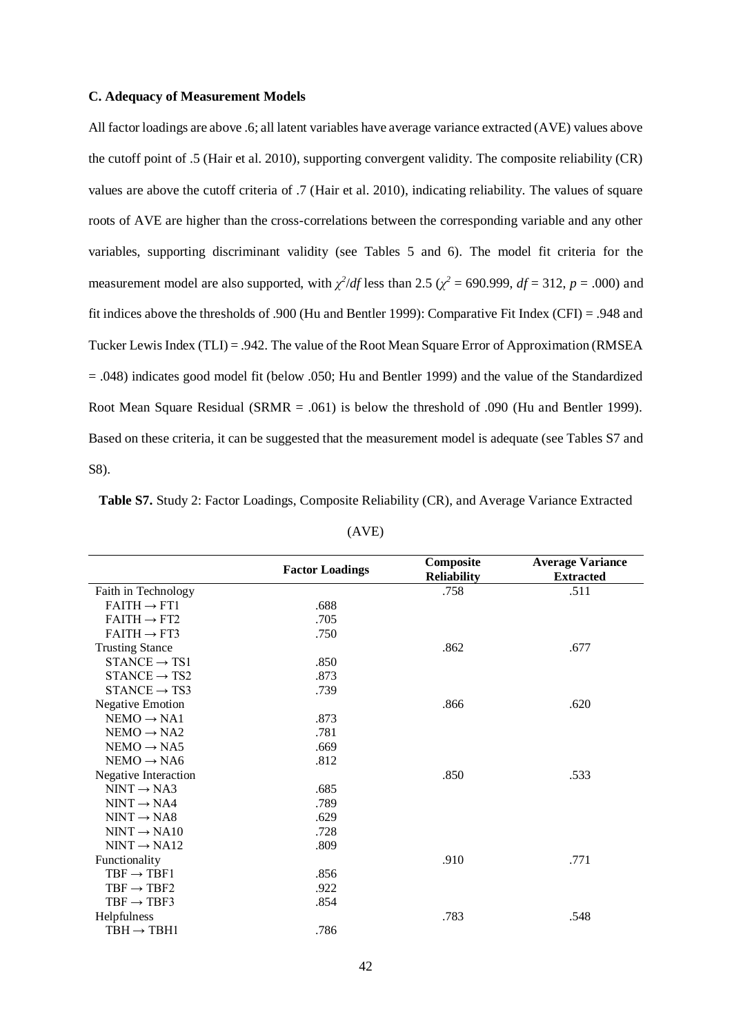### C. Adequacy of Measurement Models

All factor loadings are above .6; all latent variables have average variance extracted (AVE) values above the cutoff point of .5 (Hair et al. 2010), supporting convergent validity. The composite reliability (CR) values are above the cutoff criteria of .7 (Hair et al. 2010), indicating reliability. The values of square roots of AVE are higher than the cross-correlations between the corresponding variable and any other variables, supporting discriminant validity (see Tables 5 and 6). The model fit criteria for the measurement model are also supported, with $\chi^2/df$ less than 2.5 ($\chi^2$ = 690.999, $df$ = 312, $p$ = .000) and fit indices above the thresholds of .900 (Hu and Bentler 1999): Comparative Fit Index (CFI) = .948 and Tucker Lewis Index (TLI) = .942. The value of the Root Mean Square Error of Approximation (RMSEA = .048) indicates good model fit (below .050; Hu and Bentler 1999) and the value of the Standardized Root Mean Square Residual (SRMR = .061) is below the threshold of .090 (Hu and Bentler 1999). Based on these criteria, it can be suggested that the measurement model is adequate (see Tables S7 and S8).

**Table S7.** Study 2: Factor Loadings, Composite Reliability (CR), and Average Variance Extracted (AVE)

| | Factor Loadings | Composite Reliability | Average Variance Extracted |
|---|---|---|---|
| Faith in Technology | | .758 | .511 |
| FAITH → FT1 | .688 | | |
| FAITH → FT2 | .705 | | |
| FAITH → FT3 | .750 | | |
| Trusting Stance | | .862 | .677 |
| STANCE → TS1 | .850 | | |
| STANCE → TS2 | .873 | | |
| STANCE → TS3 | .739 | | |
| Negative Emotion | | .866 | .620 |
| NEMO → NA1 | .873 | | |
| NEMO → NA2 | .781 | | |
| NEMO → NA5 | .669 | | |
| NEMO → NA6 | .812 | | |
| Negative Interaction | | .850 | .533 |
| NINT → NA3 | .685 | | |
| NINT → NA4 | .789 | | |
| NINT → NA8 | .629 | | |
| NINT → NA10 | .728 | | |
| NINT → NA12 | .809 | | |
| Functionality | | .910 | .771 |
| TBF → TBF1 | .856 | | |
| TBF → TBF2 | .922 | | |
| TBF → TBF3 | .854 | | |
| Helpfulness | | .783 | .548 |
| TBH → TBH1 | .786 | | |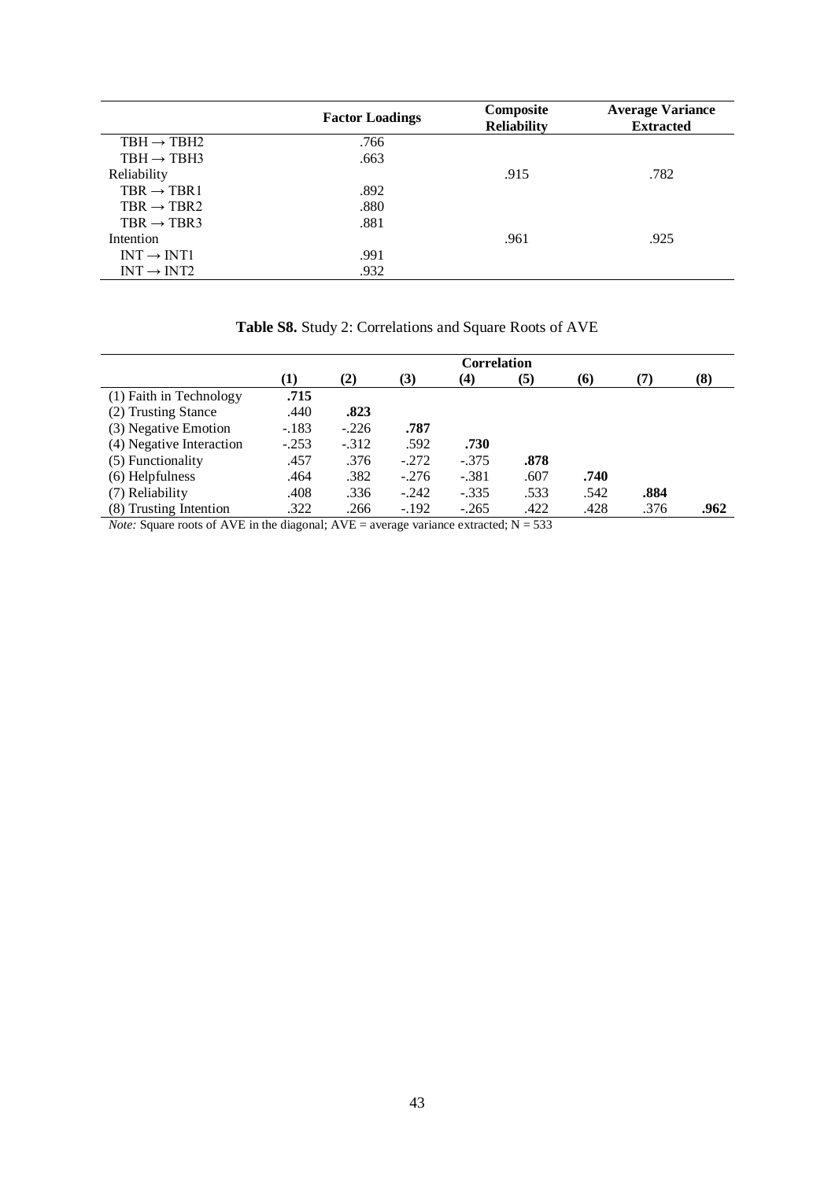| | Factor Loadings | Composite Reliability | Average Variance Extracted |
|---|---|---|---|
| TBH → TBH2 | .766 | | |
| TBH → TBH3 | .663 | | |
| Reliability | | .915 | .782 |
| TBR → TBR1 | .892 | | |
| TBR → TBR2 | .880 | | |
| TBR → TBR3 | .881 | | |
| Intention | | .961 | .925 |
| INT → INT1 | .991 | | |
| INT → INT2 | .932 | | |

**Table S8.** Study 2: Correlations and Square Roots of AVE

| | Correlation | | | | | | | |
|---|---|---|---|---|---|---|---|---|
| | **(1)** | **(2)** | **(3)** | **(4)** | **(5)** | **(6)** | **(7)** | **(8)** |
| (1) Faith in Technology | **.715** | | | | | | | |
| (2) Trusting Stance | .440 | **.823** | | | | | | |
| (3) Negative Emotion | -.183 | -.226 | **.787** | | | | | |
| (4) Negative Interaction | -.253 | -.312 | .592 | **.730** | | | | |
| (5) Functionality | .457 | .376 | -.272 | -.375 | **.878** | | | |
| (6) Helpfulness | .464 | .382 | -.276 | -.381 | .607 | **.740** | | |
| (7) Reliability | .408 | .336 | -.242 | -.335 | .533 | .542 | **.884** | |
| (8) Trusting Intention | .322 | .266 | -.192 | -.265 | .422 | .428 | .376 | **.962** |

*Note:* Square roots of AVE in the diagonal; AVE = average variance extracted; N = 533